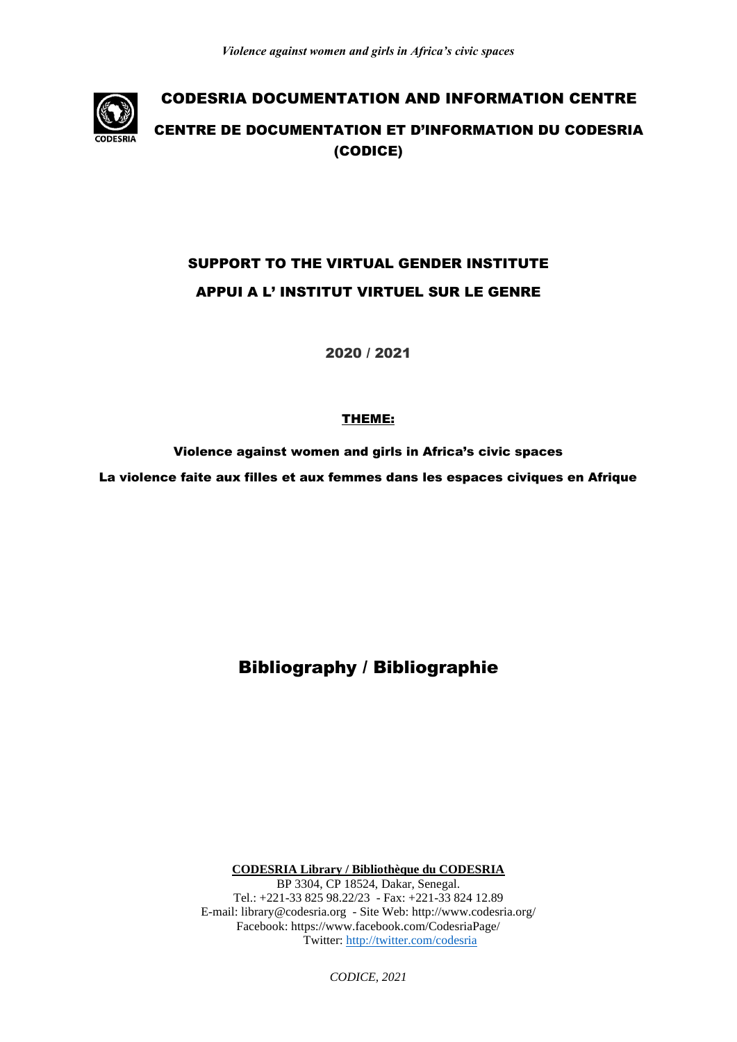# CODESRIA DOCUMENTATION AND INFORMATION CENTRE

# CENTRE DE DOCUMENTATION ET D'INFORMATION DU CODESRIA (CODICE)

## SUPPORT TO THE VIRTUAL GENDER INSTITUTE

## APPUI A L' INSTITUT VIRTUEL SUR LE GENRE

**2020 / 2021**

**<u>THEME:</u>**

**Violence against women and girls in Africa's civic spaces**

**La violence faite aux filles et aux femmes dans les espaces civiques en Afrique**

# Bibliography / Bibliographie

**<u>CODESRIA Library / Bibliothèque du CODESRIA</u>**
BP 3304, CP 18524, Dakar, Senegal.
Tel.: +221-33 825 98.22/23 - Fax: +221-33 824 12.89
E-mail: library@codesria.org - Site Web: http://www.codesria.org/
Facebook: https://www.facebook.com/CodesriaPage/
Twitter: http://twitter.com/codesria

*CODICE, 2021*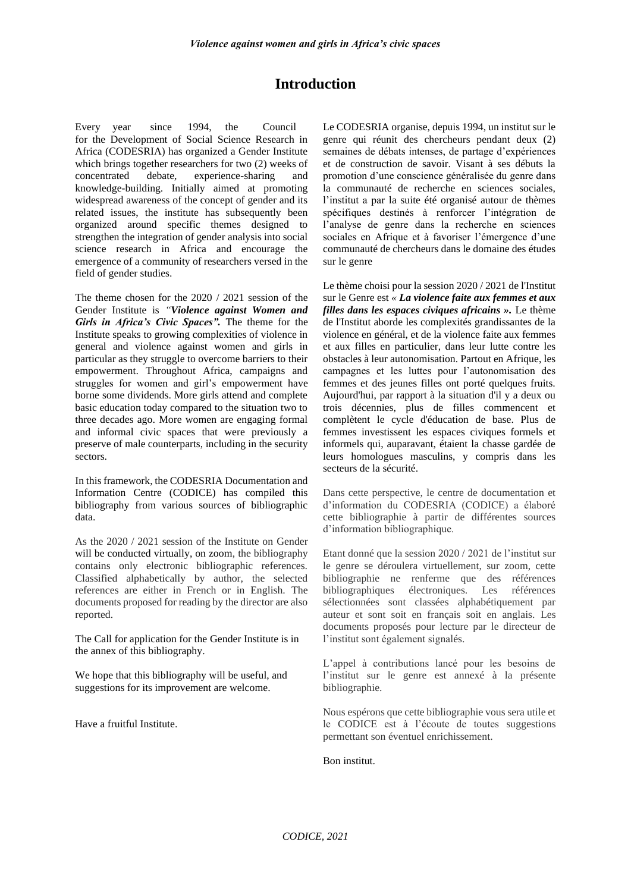# Introduction

Every year since 1994, the Council for the Development of Social Science Research in Africa (CODESRIA) has organized a Gender Institute which brings together researchers for two (2) weeks of concentrated debate, experience-sharing and knowledge-building. Initially aimed at promoting widespread awareness of the concept of gender and its related issues, the institute has subsequently been organized around specific themes designed to strengthen the integration of gender analysis into social science research in Africa and encourage the emergence of a community of researchers versed in the field of gender studies.

The theme chosen for the 2020 / 2021 session of the Gender Institute is *"**Violence against Women and Girls in Africa's Civic Spaces".*** The theme for the Institute speaks to growing complexities of violence in general and violence against women and girls in particular as they struggle to overcome barriers to their empowerment. Throughout Africa, campaigns and struggles for women and girl's empowerment have borne some dividends. More girls attend and complete basic education today compared to the situation two to three decades ago. More women are engaging formal and informal civic spaces that were previously a preserve of male counterparts, including in the security sectors.

In this framework, the CODESRIA Documentation and Information Centre (CODICE) has compiled this bibliography from various sources of bibliographic data.

As the 2020 / 2021 session of the Institute on Gender will be conducted virtually, on zoom, the bibliography contains only electronic bibliographic references. Classified alphabetically by author, the selected references are either in French or in English. The documents proposed for reading by the director are also reported.

The Call for application for the Gender Institute is in the annex of this bibliography.

We hope that this bibliography will be useful, and suggestions for its improvement are welcome.

Have a fruitful Institute.

Le CODESRIA organise, depuis 1994, un institut sur le genre qui réunit des chercheurs pendant deux (2) semaines de débats intenses, de partage d'expériences et de construction de savoir. Visant à ses débuts la promotion d'une conscience généralisée du genre dans la communauté de recherche en sciences sociales, l'institut a par la suite été organisé autour de thèmes spécifiques destinés à renforcer l'intégration de l'analyse de genre dans la recherche en sciences sociales en Afrique et à favoriser l'émergence d'une communauté de chercheurs dans le domaine des études sur le genre

Le thème choisi pour la session 2020 / 2021 de l'Institut sur le Genre est *« **La violence faite aux femmes et aux filles dans les espaces civiques africains ».*** Le thème de l'Institut aborde les complexités grandissantes de la violence en général, et de la violence faite aux femmes et aux filles en particulier, dans leur lutte contre les obstacles à leur autonomisation. Partout en Afrique, les campagnes et les luttes pour l'autonomisation des femmes et des jeunes filles ont porté quelques fruits. Aujourd'hui, par rapport à la situation d'il y a deux ou trois décennies, plus de filles commencent et complètent le cycle d'éducation de base. Plus de femmes investissent les espaces civiques formels et informels qui, auparavant, étaient la chasse gardée de leurs homologues masculins, y compris dans les secteurs de la sécurité.

Dans cette perspective, le centre de documentation et d'information du CODESRIA (CODICE) a élaboré cette bibliographie à partir de différentes sources d'information bibliographique.

Etant donné que la session 2020 / 2021 de l'institut sur le genre se déroulera virtuellement, sur zoom, cette bibliographie ne renferme que des références bibliographiques électroniques. Les références sélectionnées sont classées alphabétiquement par auteur et sont soit en français soit en anglais. Les documents proposés pour lecture par le directeur de l'institut sont également signalés.

L'appel à contributions lancé pour les besoins de l'institut sur le genre est annexé à la présente bibliographie.

Nous espérons que cette bibliographie vous sera utile et le CODICE est à l'écoute de toutes suggestions permettant son éventuel enrichissement.

Bon institut.

*CODICE, 2021*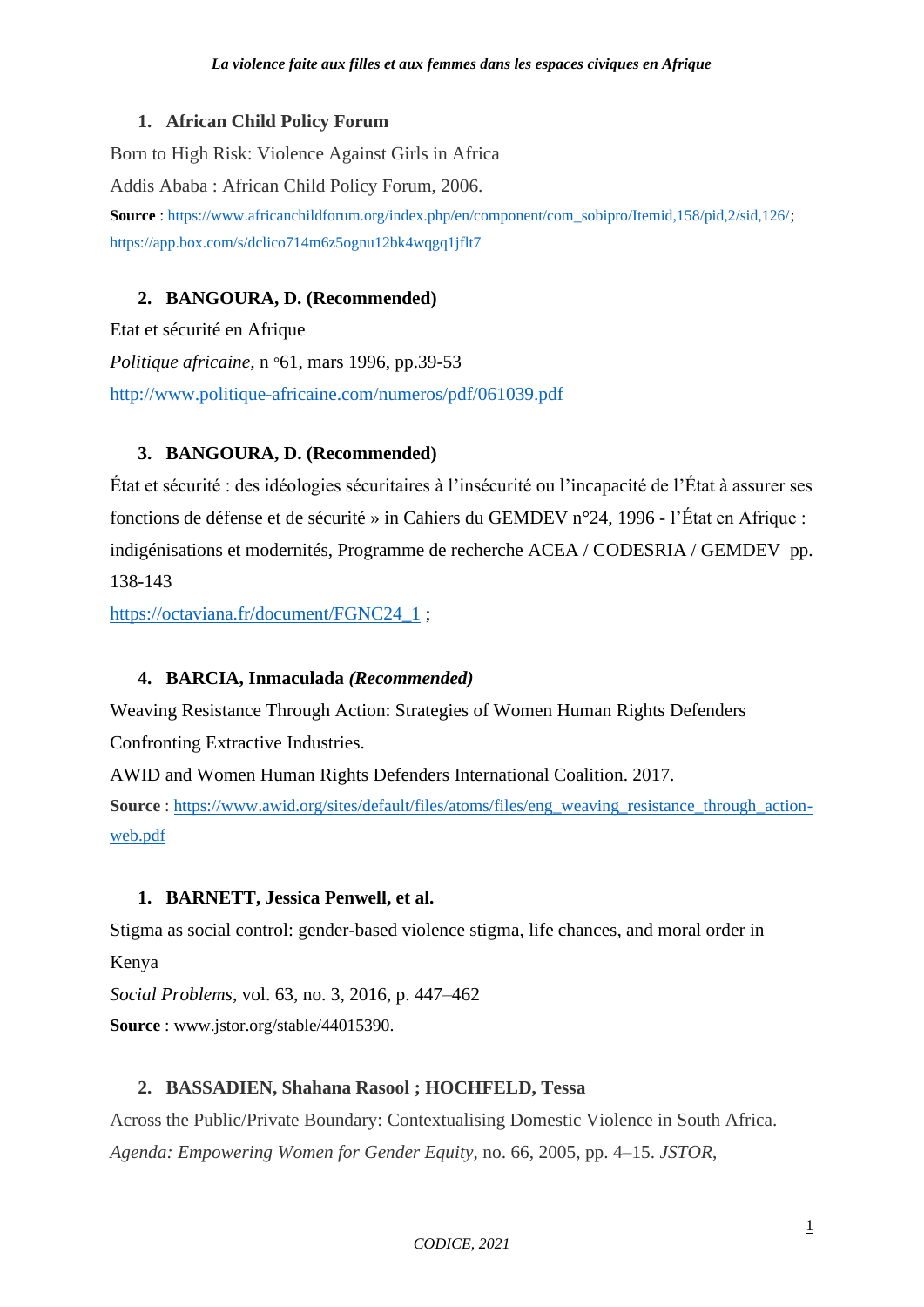1. **African Child Policy Forum**

Born to High Risk: Violence Against Girls in Africa

Addis Ababa : African Child Policy Forum, 2006.

**Source** : https://www.africanchildforum.org/index.php/en/component/com_sobipro/Itemid,158/pid,2/sid,126/; https://app.box.com/s/dclico714m6z5ognu12bk4wqgq1jflt7

2. **BANGOURA, D. (Recommended)**

Etat et sécurité en Afrique

*Politique africaine*, n °61, mars 1996, pp.39-53

http://www.politique-africaine.com/numeros/pdf/061039.pdf

3. **BANGOURA, D. (Recommended)**

État et sécurité : des idéologies sécuritaires à l'insécurité ou l'incapacité de l'État à assurer ses fonctions de défense et de sécurité » in Cahiers du GEMDEV n°24, 1996 - l'État en Afrique : indigénisations et modernités, Programme de recherche ACEA / CODESRIA / GEMDEV pp. 138-143

https://octaviana.fr/document/FGNC24_1 ;

4. **BARCIA, Inmaculada *(Recommended)***

Weaving Resistance Through Action: Strategies of Women Human Rights Defenders Confronting Extractive Industries.

AWID and Women Human Rights Defenders International Coalition. 2017.

**Source** : https://www.awid.org/sites/default/files/atoms/files/eng_weaving_resistance_through_action-web.pdf

1. **BARNETT, Jessica Penwell, et al.**

Stigma as social control: gender-based violence stigma, life chances, and moral order in Kenya

*Social Problems*, vol. 63, no. 3, 2016, p. 447–462

**Source** : www.jstor.org/stable/44015390.

2. **BASSADIEN, Shahana Rasool ; HOCHFELD, Tessa**

Across the Public/Private Boundary: Contextualising Domestic Violence in South Africa.

*Agenda: Empowering Women for Gender Equity*, no. 66, 2005, pp. 4–15. *JSTOR*,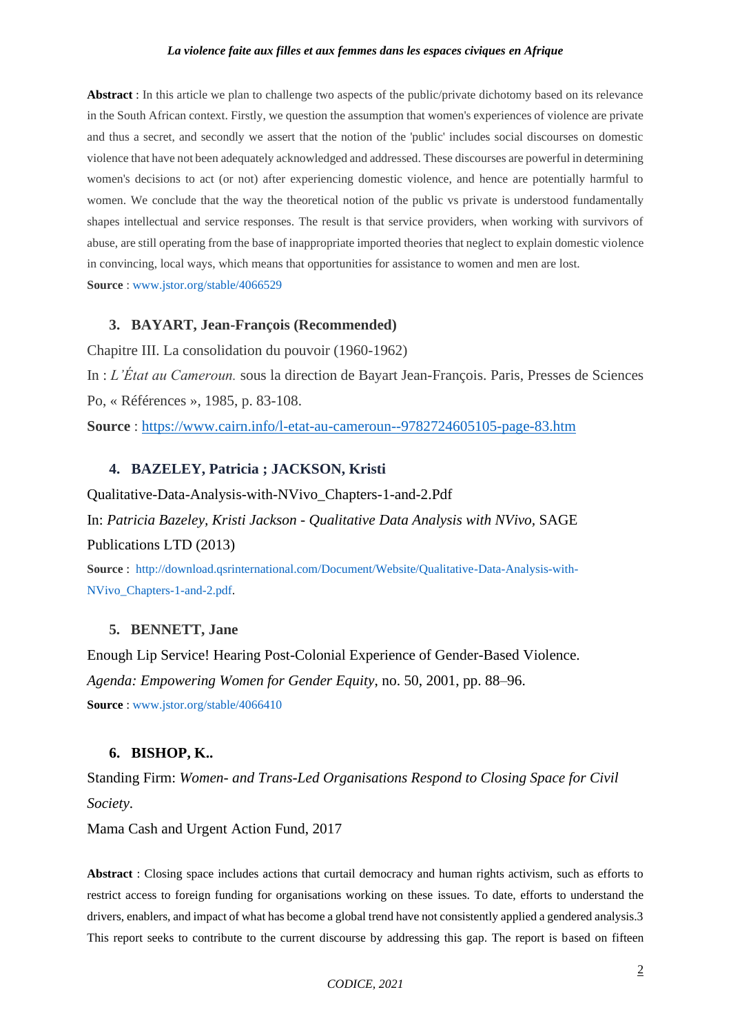**Abstract** : In this article we plan to challenge two aspects of the public/private dichotomy based on its relevance in the South African context. Firstly, we question the assumption that women's experiences of violence are private and thus a secret, and secondly we assert that the notion of the 'public' includes social discourses on domestic violence that have not been adequately acknowledged and addressed. These discourses are powerful in determining women's decisions to act (or not) after experiencing domestic violence, and hence are potentially harmful to women. We conclude that the way the theoretical notion of the public vs private is understood fundamentally shapes intellectual and service responses. The result is that service providers, when working with survivors of abuse, are still operating from the base of inappropriate imported theories that neglect to explain domestic violence in convincing, local ways, which means that opportunities for assistance to women and men are lost.

**Source** : www.jstor.org/stable/4066529

### 3. BAYART, Jean-François (Recommended)

Chapitre III. La consolidation du pouvoir (1960-1962)

In : *L'État au Cameroun.* sous la direction de Bayart Jean-François. Paris, Presses de Sciences Po, « Références », 1985, p. 83-108.

**Source** : https://www.cairn.info/l-etat-au-cameroun--9782724605105-page-83.htm

### 4. BAZELEY, Patricia ; JACKSON, Kristi

Qualitative-Data-Analysis-with-NVivo_Chapters-1-and-2.Pdf

In: *Patricia Bazeley, Kristi Jackson - Qualitative Data Analysis with NVivo,* SAGE Publications LTD (2013)

**Source** : http://download.qsrinternational.com/Document/Website/Qualitative-Data-Analysis-with-NVivo_Chapters-1-and-2.pdf.

### 5. BENNETT, Jane

Enough Lip Service! Hearing Post-Colonial Experience of Gender-Based Violence. *Agenda: Empowering Women for Gender Equity*, no. 50, 2001, pp. 88–96.

**Source** : www.jstor.org/stable/4066410

### 6. BISHOP, K..

Standing Firm: *Women- and Trans-Led Organisations Respond to Closing Space for Civil Society*.

Mama Cash and Urgent Action Fund, 2017

**Abstract** : Closing space includes actions that curtail democracy and human rights activism, such as efforts to restrict access to foreign funding for organisations working on these issues. To date, efforts to understand the drivers, enablers, and impact of what has become a global trend have not consistently applied a gendered analysis.3 This report seeks to contribute to the current discourse by addressing this gap. The report is based on fifteen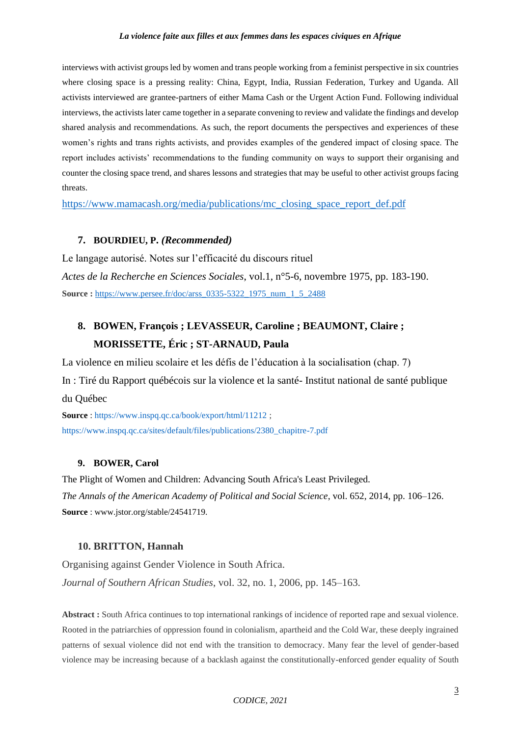interviews with activist groups led by women and trans people working from a feminist perspective in six countries where closing space is a pressing reality: China, Egypt, India, Russian Federation, Turkey and Uganda. All activists interviewed are grantee-partners of either Mama Cash or the Urgent Action Fund. Following individual interviews, the activists later came together in a separate convening to review and validate the findings and develop shared analysis and recommendations. As such, the report documents the perspectives and experiences of these women's rights and trans rights activists, and provides examples of the gendered impact of closing space. The report includes activists' recommendations to the funding community on ways to support their organising and counter the closing space trend, and shares lessons and strategies that may be useful to other activist groups facing threats.

https://www.mamacash.org/media/publications/mc_closing_space_report_def.pdf

### 7. BOURDIEU, P. *(Recommended)*

Le langage autorisé. Notes sur l'efficacité du discours rituel

*Actes de la Recherche en Sciences Sociales*, vol.1, n°5-6, novembre 1975, pp. 183-190.

**Source :** https://www.persee.fr/doc/arss_0335-5322_1975_num_1_5_2488

### 8. BOWEN, François ; LEVASSEUR, Caroline ; BEAUMONT, Claire ; MORISSETTE, Éric ; ST-ARNAUD, Paula

La violence en milieu scolaire et les défis de l'éducation à la socialisation (chap. 7)

In : Tiré du Rapport québécois sur la violence et la santé- Institut national de santé publique du Québec

**Source** : https://www.inspq.qc.ca/book/export/html/11212 ; https://www.inspq.qc.ca/sites/default/files/publications/2380_chapitre-7.pdf

### 9. BOWER, Carol

The Plight of Women and Children: Advancing South Africa's Least Privileged.

*The Annals of the American Academy of Political and Social Science*, vol. 652, 2014, pp. 106–126.

**Source** : www.jstor.org/stable/24541719.

### 10. BRITTON, Hannah

Organising against Gender Violence in South Africa.

*Journal of Southern African Studies*, vol. 32, no. 1, 2006, pp. 145–163.

**Abstract :** South Africa continues to top international rankings of incidence of reported rape and sexual violence. Rooted in the patriarchies of oppression found in colonialism, apartheid and the Cold War, these deeply ingrained patterns of sexual violence did not end with the transition to democracy. Many fear the level of gender-based violence may be increasing because of a backlash against the constitutionally-enforced gender equality of South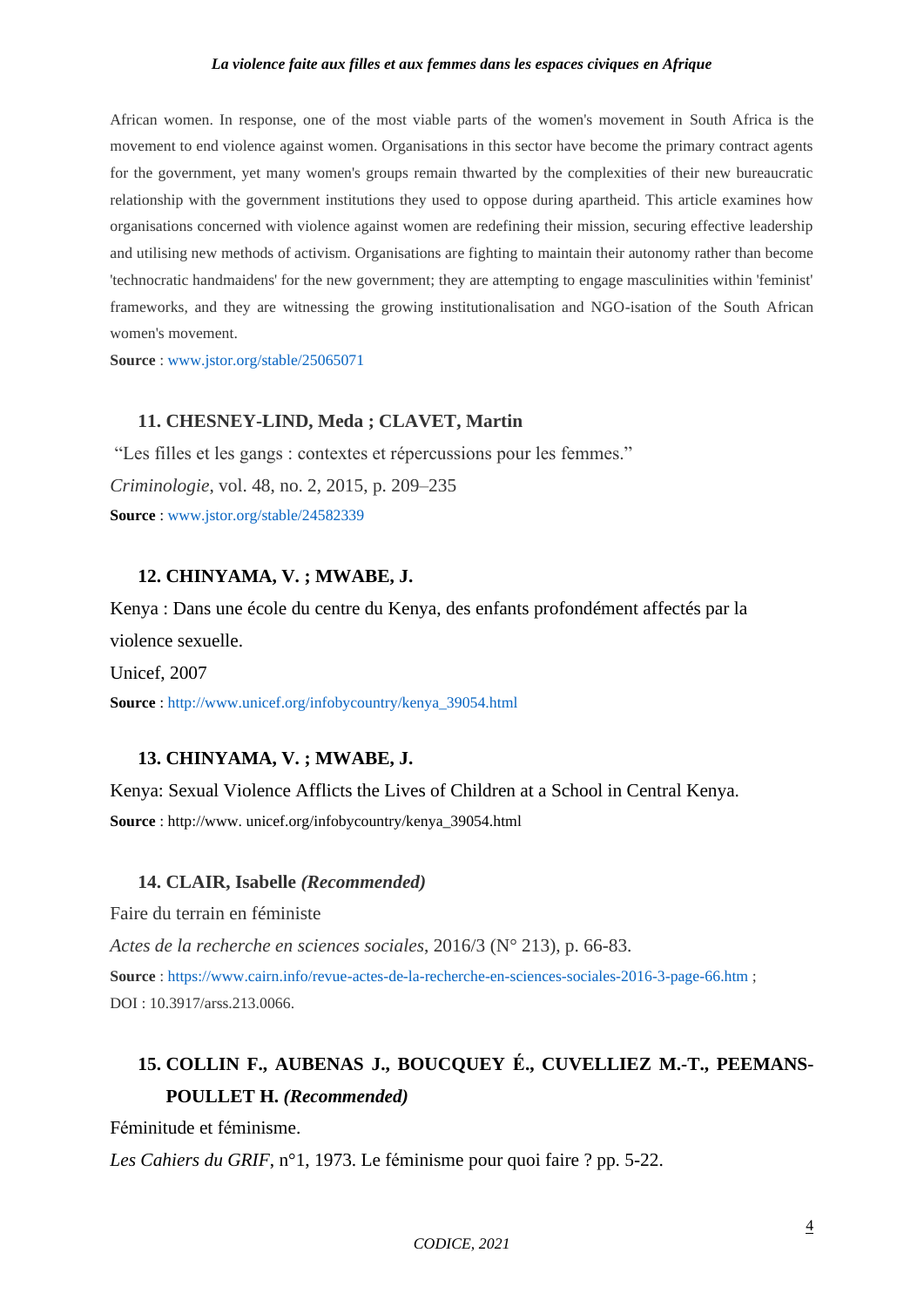African women. In response, one of the most viable parts of the women's movement in South Africa is the movement to end violence against women. Organisations in this sector have become the primary contract agents for the government, yet many women's groups remain thwarted by the complexities of their new bureaucratic relationship with the government institutions they used to oppose during apartheid. This article examines how organisations concerned with violence against women are redefining their mission, securing effective leadership and utilising new methods of activism. Organisations are fighting to maintain their autonomy rather than become 'technocratic handmaidens' for the new government; they are attempting to engage masculinities within 'feminist' frameworks, and they are witnessing the growing institutionalisation and NGO-isation of the South African women's movement.

**Source** : www.jstor.org/stable/25065071

### 11. CHESNEY-LIND, Meda ; CLAVET, Martin

"Les filles et les gangs : contextes et répercussions pour les femmes."

*Criminologie*, vol. 48, no. 2, 2015, p. 209–235

**Source** : www.jstor.org/stable/24582339

### 12. CHINYAMA, V. ; MWABE, J.

Kenya : Dans une école du centre du Kenya, des enfants profondément affectés par la violence sexuelle.

Unicef, 2007

**Source** : http://www.unicef.org/infobycountry/kenya_39054.html

### 13. CHINYAMA, V. ; MWABE, J.

Kenya: Sexual Violence Afflicts the Lives of Children at a School in Central Kenya.

**Source** : http://www. unicef.org/infobycountry/kenya_39054.html

### 14. CLAIR, Isabelle *(Recommended)*

Faire du terrain en féministe

*Actes de la recherche en sciences sociales*, 2016/3 (N° 213), p. 66-83.

**Source** : https://www.cairn.info/revue-actes-de-la-recherche-en-sciences-sociales-2016-3-page-66.htm ; DOI : 10.3917/arss.213.0066.

### 15. COLLIN F., AUBENAS J., BOUCQUEY É., CUVELLIEZ M.-T., PEEMANS-POULLET H. *(Recommended)*

Féminitude et féminisme.

*Les Cahiers du GRIF*, n°1, 1973. Le féminisme pour quoi faire ? pp. 5-22.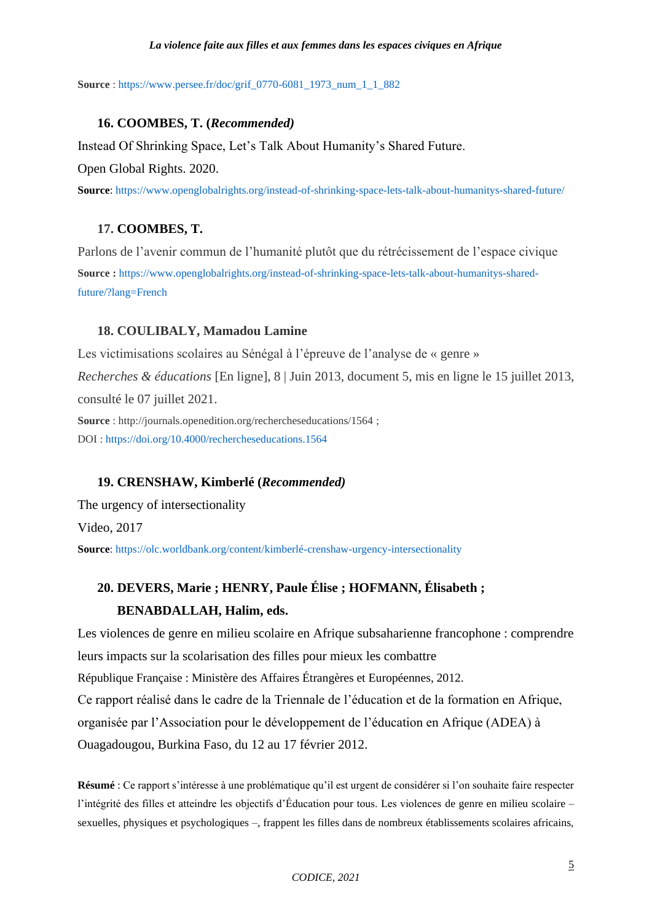**Source** : https://www.persee.fr/doc/grif_0770-6081_1973_num_1_1_882

### 16. COOMBES, T. (*Recommended)*

Instead Of Shrinking Space, Let's Talk About Humanity's Shared Future.

Open Global Rights. 2020.

**Source**: https://www.openglobalrights.org/instead-of-shrinking-space-lets-talk-about-humanitys-shared-future/

### 17. COOMBES, T.

Parlons de l'avenir commun de l'humanité plutôt que du rétrécissement de l'espace civique

**Source :** https://www.openglobalrights.org/instead-of-shrinking-space-lets-talk-about-humanitys-shared-future/?lang=French

### 18. COULIBALY, Mamadou Lamine

Les victimisations scolaires au Sénégal à l'épreuve de l'analyse de « genre »

*Recherches & éducations* [En ligne], 8 | Juin 2013, document 5, mis en ligne le 15 juillet 2013, consulté le 07 juillet 2021.

**Source** : http://journals.openedition.org/rechercheseducations/1564 ;
DOI : https://doi.org/10.4000/rechercheseducations.1564

### 19. CRENSHAW, Kimberlé (*Recommended)*

The urgency of intersectionality

Video, 2017

**Source**: https://olc.worldbank.org/content/kimberlé-crenshaw-urgency-intersectionality

### 20. DEVERS, Marie ; HENRY, Paule Élise ; HOFMANN, Élisabeth ; BENABDALLAH, Halim, eds.

Les violences de genre en milieu scolaire en Afrique subsaharienne francophone : comprendre leurs impacts sur la scolarisation des filles pour mieux les combattre

République Française : Ministère des Affaires Étrangères et Européennes, 2012.

Ce rapport réalisé dans le cadre de la Triennale de l'éducation et de la formation en Afrique, organisée par l'Association pour le développement de l'éducation en Afrique (ADEA) à Ouagadougou, Burkina Faso, du 12 au 17 février 2012.

**Résumé** : Ce rapport s'intéresse à une problématique qu'il est urgent de considérer si l'on souhaite faire respecter l'intégrité des filles et atteindre les objectifs d'Éducation pour tous. Les violences de genre en milieu scolaire – sexuelles, physiques et psychologiques –, frappent les filles dans de nombreux établissements scolaires africains,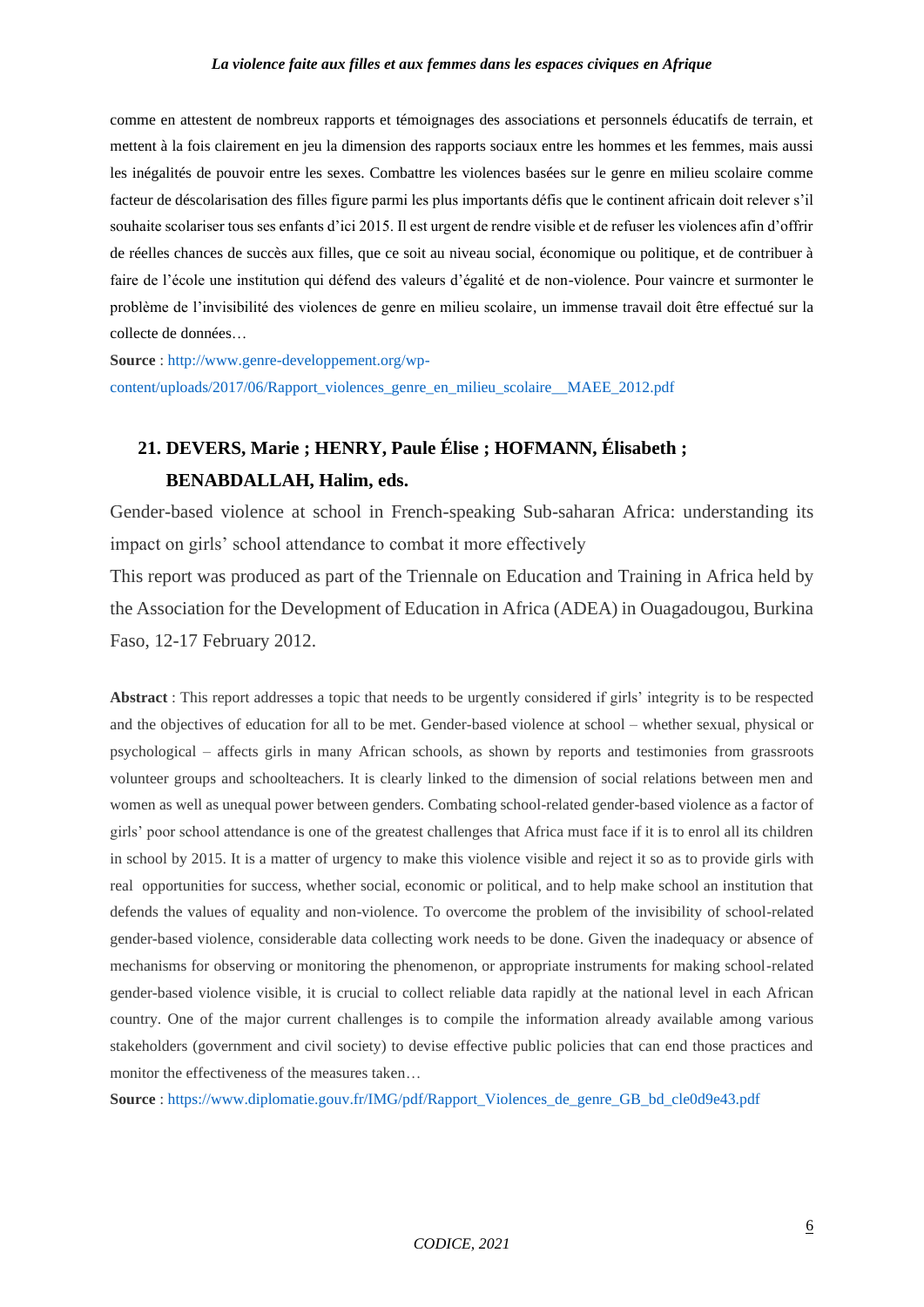comme en attestent de nombreux rapports et témoignages des associations et personnels éducatifs de terrain, et mettent à la fois clairement en jeu la dimension des rapports sociaux entre les hommes et les femmes, mais aussi les inégalités de pouvoir entre les sexes. Combattre les violences basées sur le genre en milieu scolaire comme facteur de déscolarisation des filles figure parmi les plus importants défis que le continent africain doit relever s'il souhaite scolariser tous ses enfants d'ici 2015. Il est urgent de rendre visible et de refuser les violences afin d'offrir de réelles chances de succès aux filles, que ce soit au niveau social, économique ou politique, et de contribuer à faire de l'école une institution qui défend des valeurs d'égalité et de non-violence. Pour vaincre et surmonter le problème de l'invisibilité des violences de genre en milieu scolaire, un immense travail doit être effectué sur la collecte de données…

**Source** : http://www.genre-developpement.org/wp-content/uploads/2017/06/Rapport_violences_genre_en_milieu_scolaire__MAEE_2012.pdf

## 21. DEVERS, Marie ; HENRY, Paule Élise ; HOFMANN, Élisabeth ; BENABDALLAH, Halim, eds.

Gender-based violence at school in French-speaking Sub-saharan Africa: understanding its impact on girls' school attendance to combat it more effectively

This report was produced as part of the Triennale on Education and Training in Africa held by the Association for the Development of Education in Africa (ADEA) in Ouagadougou, Burkina Faso, 12-17 February 2012.

**Abstract** : This report addresses a topic that needs to be urgently considered if girls' integrity is to be respected and the objectives of education for all to be met. Gender-based violence at school – whether sexual, physical or psychological – affects girls in many African schools, as shown by reports and testimonies from grassroots volunteer groups and schoolteachers. It is clearly linked to the dimension of social relations between men and women as well as unequal power between genders. Combating school-related gender-based violence as a factor of girls' poor school attendance is one of the greatest challenges that Africa must face if it is to enrol all its children in school by 2015. It is a matter of urgency to make this violence visible and reject it so as to provide girls with real opportunities for success, whether social, economic or political, and to help make school an institution that defends the values of equality and non-violence. To overcome the problem of the invisibility of school-related gender-based violence, considerable data collecting work needs to be done. Given the inadequacy or absence of mechanisms for observing or monitoring the phenomenon, or appropriate instruments for making school-related gender-based violence visible, it is crucial to collect reliable data rapidly at the national level in each African country. One of the major current challenges is to compile the information already available among various stakeholders (government and civil society) to devise effective public policies that can end those practices and monitor the effectiveness of the measures taken…

**Source** : https://www.diplomatie.gouv.fr/IMG/pdf/Rapport_Violences_de_genre_GB_bd_cle0d9e43.pdf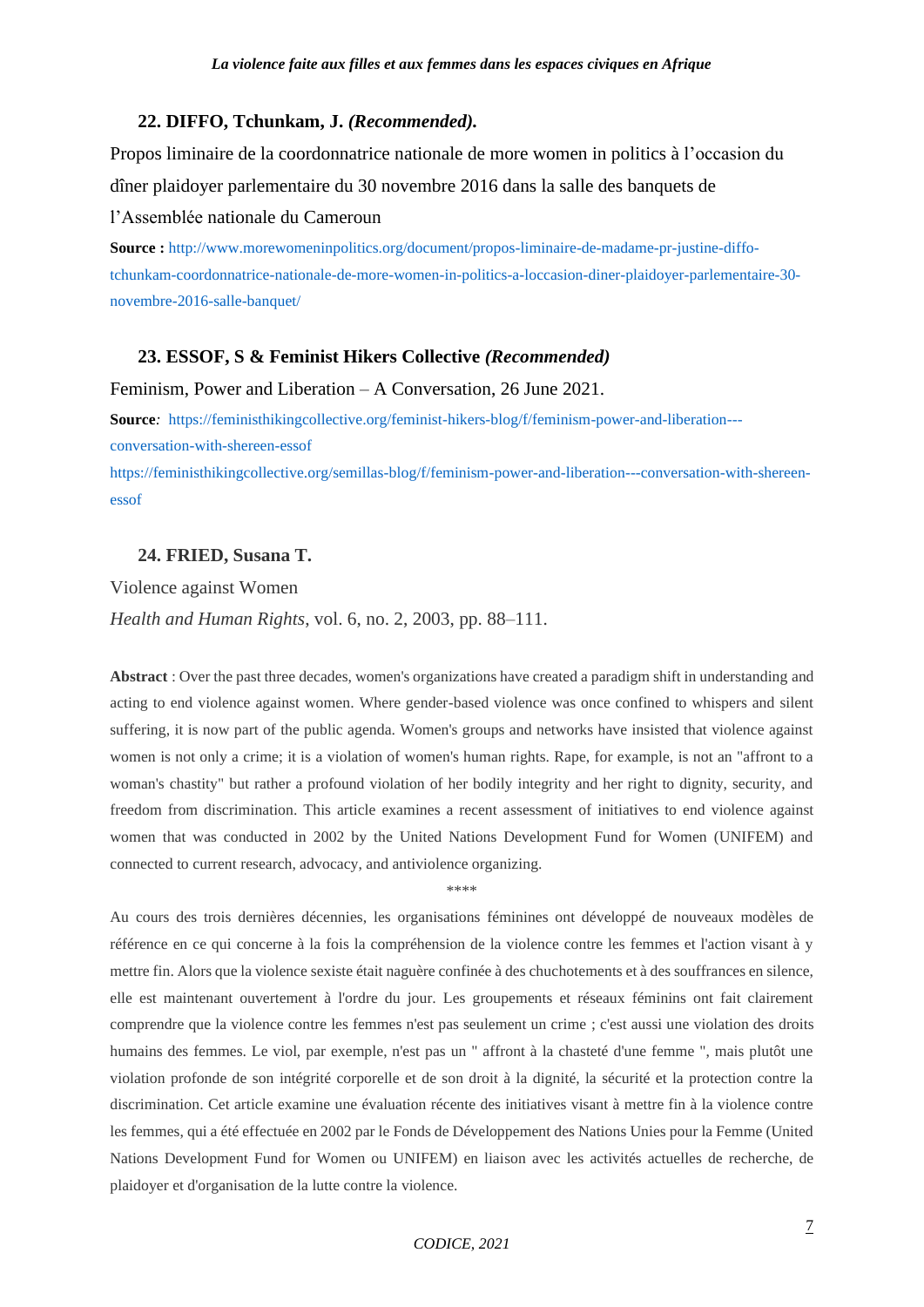### 22. DIFFO, Tchunkam, J. *(Recommended).*

Propos liminaire de la coordonnatrice nationale de more women in politics à l'occasion du dîner plaidoyer parlementaire du 30 novembre 2016 dans la salle des banquets de l'Assemblée nationale du Cameroun

**Source :** http://www.morewomeninpolitics.org/document/propos-liminaire-de-madame-pr-justine-diffo-tchunkam-coordonnatrice-nationale-de-more-women-in-politics-a-loccasion-diner-plaidoyer-parlementaire-30-novembre-2016-salle-banquet/

### 23. ESSOF, S & Feminist Hikers Collective *(Recommended)*

Feminism, Power and Liberation – A Conversation, 26 June 2021.

**Source***:* https://feministhikingcollective.org/feminist-hikers-blog/f/feminism-power-and-liberation---conversation-with-shereen-essof
https://feministhikingcollective.org/semillas-blog/f/feminism-power-and-liberation---conversation-with-shereen-essof

### 24. FRIED, Susana T.

Violence against Women

*Health and Human Rights*, vol. 6, no. 2, 2003, pp. 88–111.

**Abstract** : Over the past three decades, women's organizations have created a paradigm shift in understanding and acting to end violence against women. Where gender-based violence was once confined to whispers and silent suffering, it is now part of the public agenda. Women's groups and networks have insisted that violence against women is not only a crime; it is a violation of women's human rights. Rape, for example, is not an "affront to a woman's chastity" but rather a profound violation of her bodily integrity and her right to dignity, security, and freedom from discrimination. This article examines a recent assessment of initiatives to end violence against women that was conducted in 2002 by the United Nations Development Fund for Women (UNIFEM) and connected to current research, advocacy, and antiviolence organizing.

****

Au cours des trois dernières décennies, les organisations féminines ont développé de nouveaux modèles de référence en ce qui concerne à la fois la compréhension de la violence contre les femmes et l'action visant à y mettre fin. Alors que la violence sexiste était naguère confinée à des chuchotements et à des souffrances en silence, elle est maintenant ouvertement à l'ordre du jour. Les groupements et réseaux féminins ont fait clairement comprendre que la violence contre les femmes n'est pas seulement un crime ; c'est aussi une violation des droits humains des femmes. Le viol, par exemple, n'est pas un " affront à la chasteté d'une femme ", mais plutôt une violation profonde de son intégrité corporelle et de son droit à la dignité, la sécurité et la protection contre la discrimination. Cet article examine une évaluation récente des initiatives visant à mettre fin à la violence contre les femmes, qui a été effectuée en 2002 par le Fonds de Développement des Nations Unies pour la Femme (United Nations Development Fund for Women ou UNIFEM) en liaison avec les activités actuelles de recherche, de plaidoyer et d'organisation de la lutte contre la violence.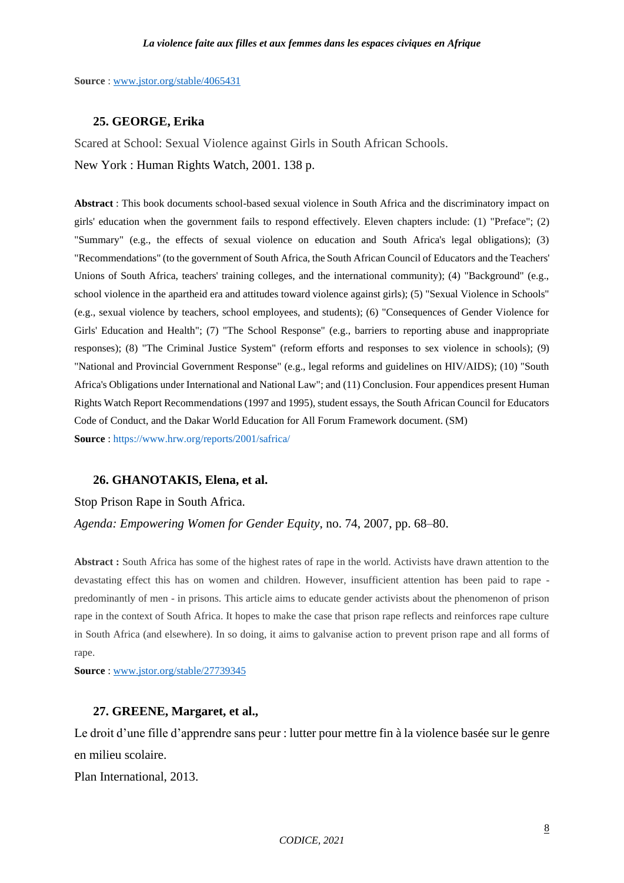**Source** : www.jstor.org/stable/4065431

### 25. GEORGE, Erika

Scared at School: Sexual Violence against Girls in South African Schools.

New York : Human Rights Watch, 2001. 138 p.

**Abstract** : This book documents school-based sexual violence in South Africa and the discriminatory impact on girls' education when the government fails to respond effectively. Eleven chapters include: (1) "Preface"; (2) "Summary" (e.g., the effects of sexual violence on education and South Africa's legal obligations); (3) "Recommendations" (to the government of South Africa, the South African Council of Educators and the Teachers' Unions of South Africa, teachers' training colleges, and the international community); (4) "Background" (e.g., school violence in the apartheid era and attitudes toward violence against girls); (5) "Sexual Violence in Schools" (e.g., sexual violence by teachers, school employees, and students); (6) "Consequences of Gender Violence for Girls' Education and Health"; (7) "The School Response" (e.g., barriers to reporting abuse and inappropriate responses); (8) "The Criminal Justice System" (reform efforts and responses to sex violence in schools); (9) "National and Provincial Government Response" (e.g., legal reforms and guidelines on HIV/AIDS); (10) "South Africa's Obligations under International and National Law"; and (11) Conclusion. Four appendices present Human Rights Watch Report Recommendations (1997 and 1995), student essays, the South African Council for Educators Code of Conduct, and the Dakar World Education for All Forum Framework document. (SM)

**Source** : https://www.hrw.org/reports/2001/safrica/

### 26. GHANOTAKIS, Elena, et al.

Stop Prison Rape in South Africa.

*Agenda: Empowering Women for Gender Equity*, no. 74, 2007, pp. 68–80.

**Abstract :** South Africa has some of the highest rates of rape in the world. Activists have drawn attention to the devastating effect this has on women and children. However, insufficient attention has been paid to rape - predominantly of men - in prisons. This article aims to educate gender activists about the phenomenon of prison rape in the context of South Africa. It hopes to make the case that prison rape reflects and reinforces rape culture in South Africa (and elsewhere). In so doing, it aims to galvanise action to prevent prison rape and all forms of rape.

**Source** : www.jstor.org/stable/27739345

### 27. GREENE, Margaret, et al.,

Le droit d'une fille d'apprendre sans peur : lutter pour mettre fin à la violence basée sur le genre en milieu scolaire.

Plan International, 2013.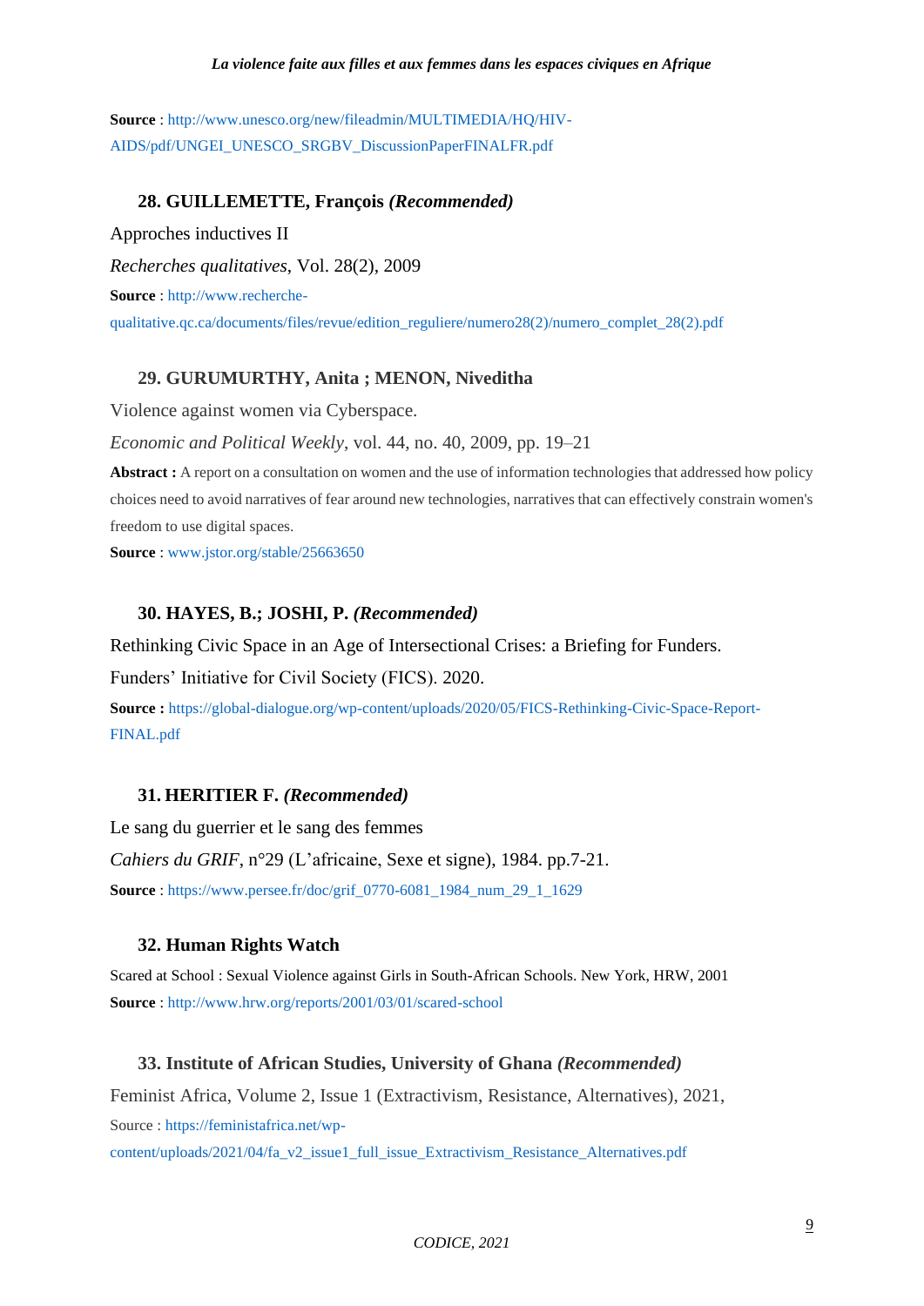**Source** : http://www.unesco.org/new/fileadmin/MULTIMEDIA/HQ/HIV-AIDS/pdf/UNGEI_UNESCO_SRGBV_DiscussionPaperFINALFR.pdf

### 28. GUILLEMETTE, François *(Recommended)*

Approches inductives II

*Recherches qualitatives*, Vol. 28(2), 2009

**Source** : http://www.recherche-qualitative.qc.ca/documents/files/revue/edition_reguliere/numero28(2)/numero_complet_28(2).pdf

### 29. GURUMURTHY, Anita ; MENON, Niveditha

Violence against women via Cyberspace.

*Economic and Political Weekly*, vol. 44, no. 40, 2009, pp. 19–21

**Abstract :** A report on a consultation on women and the use of information technologies that addressed how policy choices need to avoid narratives of fear around new technologies, narratives that can effectively constrain women's freedom to use digital spaces.

**Source** : www.jstor.org/stable/25663650

### 30. HAYES, B.; JOSHI, P. *(Recommended)*

Rethinking Civic Space in an Age of Intersectional Crises: a Briefing for Funders.

Funders' Initiative for Civil Society (FICS). 2020.

**Source :** https://global-dialogue.org/wp-content/uploads/2020/05/FICS-Rethinking-Civic-Space-Report-FINAL.pdf

### 31. HERITIER F. *(Recommended)*

Le sang du guerrier et le sang des femmes

*Cahiers du GRIF*, n°29 (L'africaine, Sexe et signe), 1984. pp.7-21.

**Source** : https://www.persee.fr/doc/grif_0770-6081_1984_num_29_1_1629

### 32. Human Rights Watch

Scared at School : Sexual Violence against Girls in South-African Schools. New York, HRW, 2001

**Source** : http://www.hrw.org/reports/2001/03/01/scared-school

### 33. Institute of African Studies, University of Ghana *(Recommended)*

Feminist Africa, Volume 2, Issue 1 (Extractivism, Resistance, Alternatives), 2021,

Source : https://feministafrica.net/wp-content/uploads/2021/04/fa_v2_issue1_full_issue_Extractivism_Resistance_Alternatives.pdf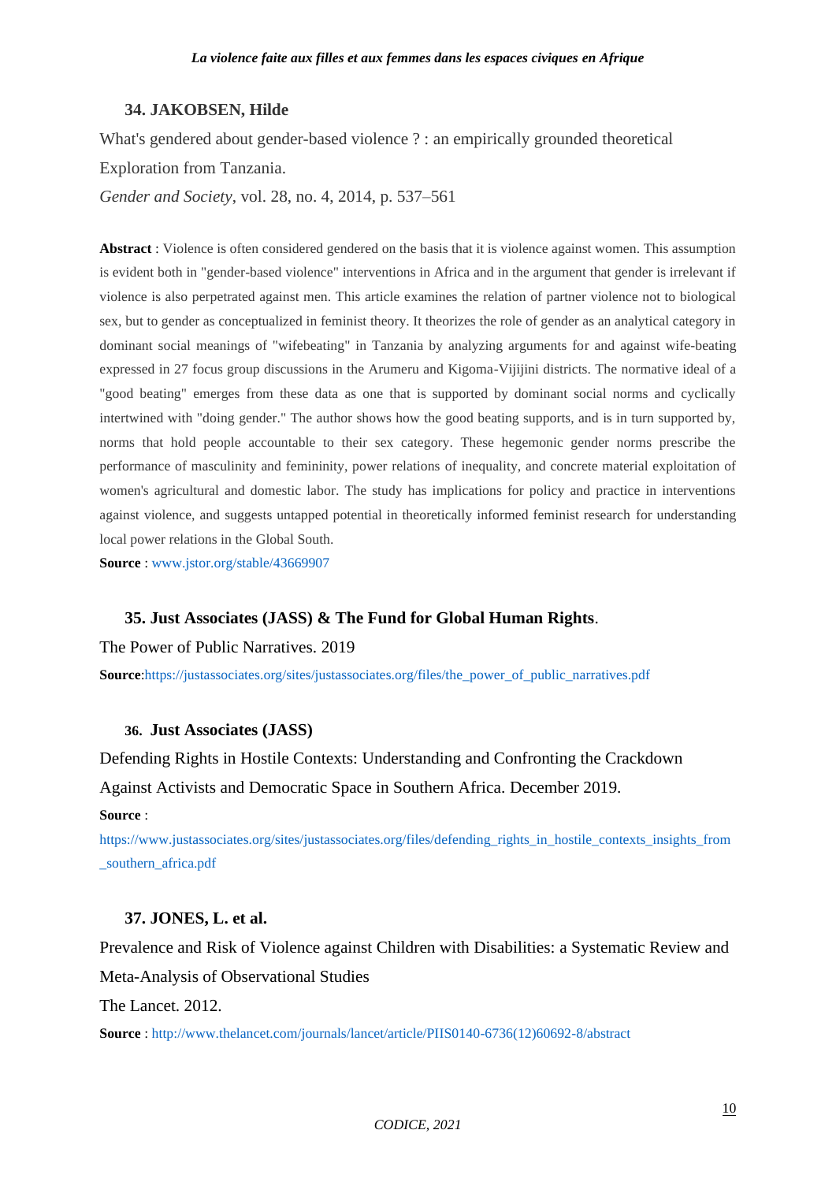### 34. JAKOBSEN, Hilde

What's gendered about gender-based violence ? : an empirically grounded theoretical Exploration from Tanzania.

*Gender and Society*, vol. 28, no. 4, 2014, p. 537–561

**Abstract** : Violence is often considered gendered on the basis that it is violence against women. This assumption is evident both in "gender-based violence" interventions in Africa and in the argument that gender is irrelevant if violence is also perpetrated against men. This article examines the relation of partner violence not to biological sex, but to gender as conceptualized in feminist theory. It theorizes the role of gender as an analytical category in dominant social meanings of "wifebeating" in Tanzania by analyzing arguments for and against wife-beating expressed in 27 focus group discussions in the Arumeru and Kigoma-Vijijini districts. The normative ideal of a "good beating" emerges from these data as one that is supported by dominant social norms and cyclically intertwined with "doing gender." The author shows how the good beating supports, and is in turn supported by, norms that hold people accountable to their sex category. These hegemonic gender norms prescribe the performance of masculinity and femininity, power relations of inequality, and concrete material exploitation of women's agricultural and domestic labor. The study has implications for policy and practice in interventions against violence, and suggests untapped potential in theoretically informed feminist research for understanding local power relations in the Global South.

**Source** : www.jstor.org/stable/43669907

### 35. Just Associates (JASS) & The Fund for Global Human Rights.

The Power of Public Narratives. 2019

**Source**:https://justassociates.org/sites/justassociates.org/files/the_power_of_public_narratives.pdf

### 36. Just Associates (JASS)

Defending Rights in Hostile Contexts: Understanding and Confronting the Crackdown Against Activists and Democratic Space in Southern Africa. December 2019.

**Source** :

https://www.justassociates.org/sites/justassociates.org/files/defending_rights_in_hostile_contexts_insights_from_southern_africa.pdf

### 37. JONES, L. et al.

Prevalence and Risk of Violence against Children with Disabilities: a Systematic Review and Meta-Analysis of Observational Studies

The Lancet. 2012.

**Source** : http://www.thelancet.com/journals/lancet/article/PIIS0140-6736(12)60692-8/abstract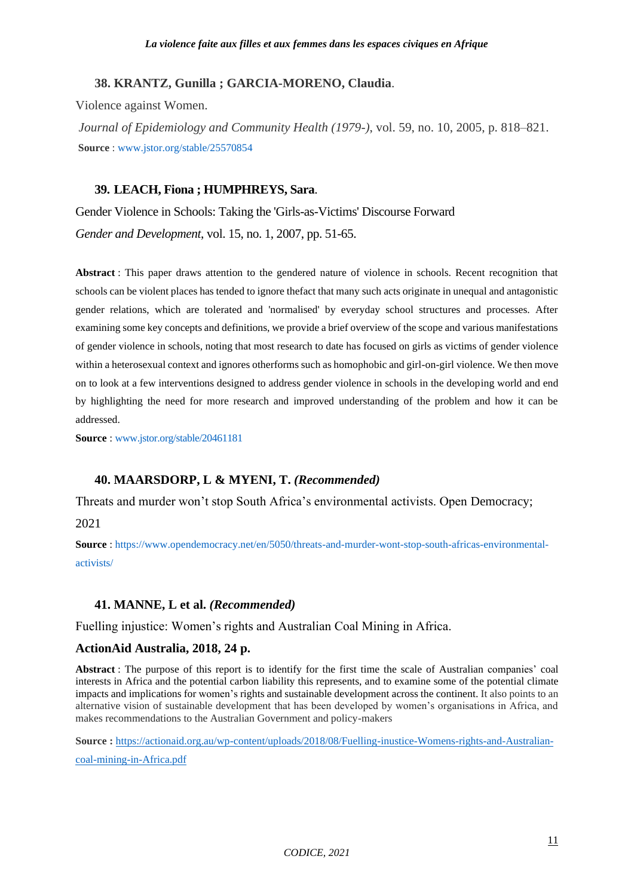### 38. KRANTZ, Gunilla ; GARCIA-MORENO, Claudia.

Violence against Women.

*Journal of Epidemiology and Community Health (1979-)*, vol. 59, no. 10, 2005, p. 818–821.

**Source** : www.jstor.org/stable/25570854

### 39. LEACH, Fiona ; HUMPHREYS, Sara.

Gender Violence in Schools: Taking the 'Girls-as-Victims' Discourse Forward

*Gender and Development*, vol. 15, no. 1, 2007, pp. 51-65.

**Abstract** : This paper draws attention to the gendered nature of violence in schools. Recent recognition that schools can be violent places has tended to ignore thefact that many such acts originate in unequal and antagonistic gender relations, which are tolerated and 'normalised' by everyday school structures and processes. After examining some key concepts and definitions, we provide a brief overview of the scope and various manifestations of gender violence in schools, noting that most research to date has focused on girls as victims of gender violence within a heterosexual context and ignores otherforms such as homophobic and girl-on-girl violence. We then move on to look at a few interventions designed to address gender violence in schools in the developing world and end by highlighting the need for more research and improved understanding of the problem and how it can be addressed.

**Source** : www.jstor.org/stable/20461181

### 40. MAARSDORP, L & MYENI, T. *(Recommended)*

Threats and murder won't stop South Africa's environmental activists. Open Democracy; 2021

**Source** : https://www.opendemocracy.net/en/5050/threats-and-murder-wont-stop-south-africas-environmental-activists/

### 41. MANNE, L et al. *(Recommended)*

Fuelling injustice: Women's rights and Australian Coal Mining in Africa.

**ActionAid Australia, 2018, 24 p.**

**Abstract** : The purpose of this report is to identify for the first time the scale of Australian companies' coal interests in Africa and the potential carbon liability this represents, and to examine some of the potential climate impacts and implications for women's rights and sustainable development across the continent. It also points to an alternative vision of sustainable development that has been developed by women's organisations in Africa, and makes recommendations to the Australian Government and policy-makers

**Source :** https://actionaid.org.au/wp-content/uploads/2018/08/Fuelling-inustice-Womens-rights-and-Australian-coal-mining-in-Africa.pdf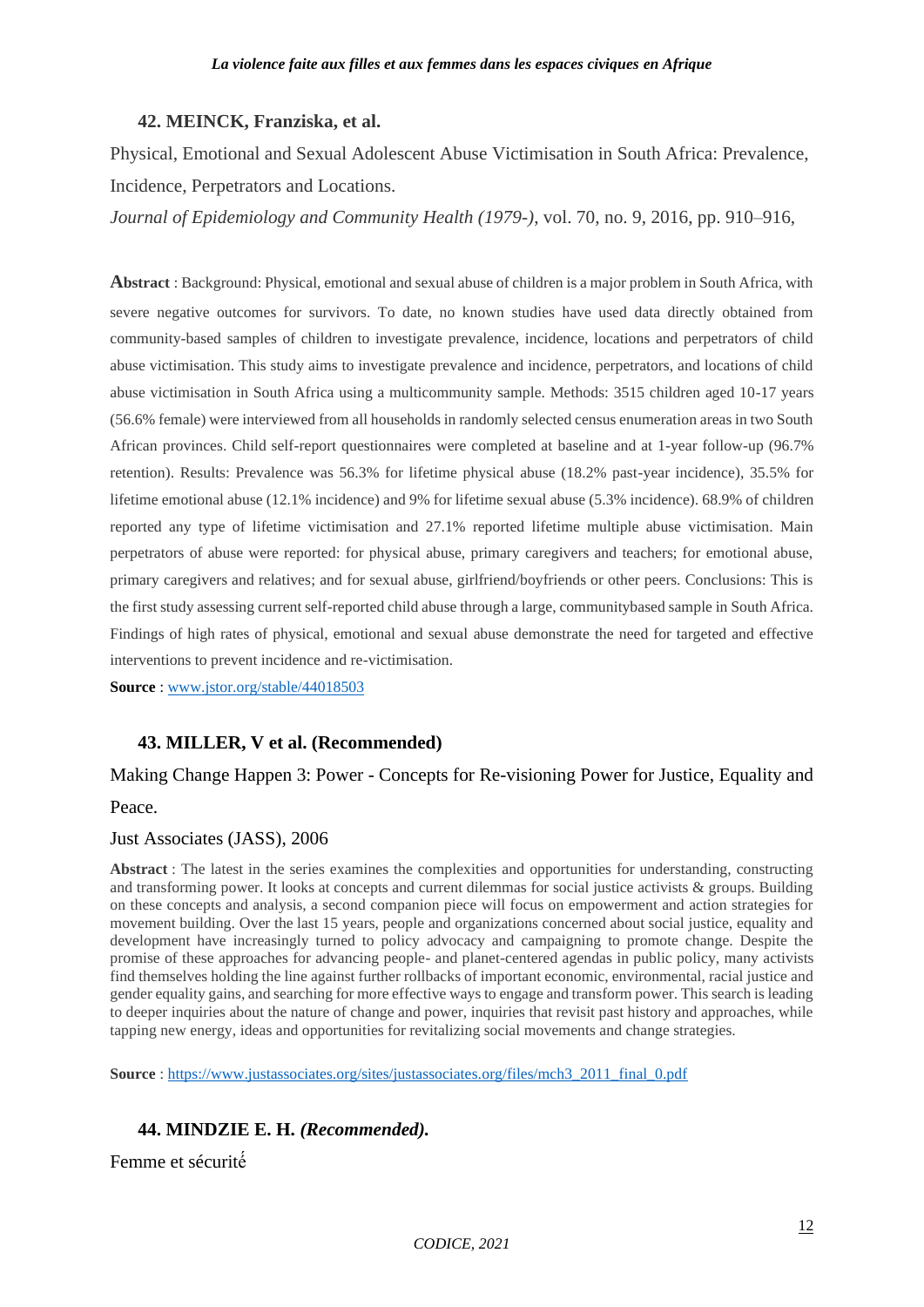### 42. MEINCK, Franziska, et al.

Physical, Emotional and Sexual Adolescent Abuse Victimisation in South Africa: Prevalence, Incidence, Perpetrators and Locations.

*Journal of Epidemiology and Community Health (1979-)*, vol. 70, no. 9, 2016, pp. 910–916,

**Abstract** : Background: Physical, emotional and sexual abuse of children is a major problem in South Africa, with severe negative outcomes for survivors. To date, no known studies have used data directly obtained from community-based samples of children to investigate prevalence, incidence, locations and perpetrators of child abuse victimisation. This study aims to investigate prevalence and incidence, perpetrators, and locations of child abuse victimisation in South Africa using a multicommunity sample. Methods: 3515 children aged 10-17 years (56.6% female) were interviewed from all households in randomly selected census enumeration areas in two South African provinces. Child self-report questionnaires were completed at baseline and at 1-year follow-up (96.7% retention). Results: Prevalence was 56.3% for lifetime physical abuse (18.2% past-year incidence), 35.5% for lifetime emotional abuse (12.1% incidence) and 9% for lifetime sexual abuse (5.3% incidence). 68.9% of children reported any type of lifetime victimisation and 27.1% reported lifetime multiple abuse victimisation. Main perpetrators of abuse were reported: for physical abuse, primary caregivers and teachers; for emotional abuse, primary caregivers and relatives; and for sexual abuse, girlfriend/boyfriends or other peers. Conclusions: This is the first study assessing current self-reported child abuse through a large, communitybased sample in South Africa. Findings of high rates of physical, emotional and sexual abuse demonstrate the need for targeted and effective interventions to prevent incidence and re-victimisation.

**Source** : www.jstor.org/stable/44018503

### 43. MILLER, V et al. (Recommended)

Making Change Happen 3: Power - Concepts for Re-visioning Power for Justice, Equality and Peace.

Just Associates (JASS), 2006

**Abstract** : The latest in the series examines the complexities and opportunities for understanding, constructing and transforming power. It looks at concepts and current dilemmas for social justice activists & groups. Building on these concepts and analysis, a second companion piece will focus on empowerment and action strategies for movement building. Over the last 15 years, people and organizations concerned about social justice, equality and development have increasingly turned to policy advocacy and campaigning to promote change. Despite the promise of these approaches for advancing people- and planet-centered agendas in public policy, many activists find themselves holding the line against further rollbacks of important economic, environmental, racial justice and gender equality gains, and searching for more effective ways to engage and transform power. This search is leading to deeper inquiries about the nature of change and power, inquiries that revisit past history and approaches, while tapping new energy, ideas and opportunities for revitalizing social movements and change strategies.

**Source** : https://www.justassociates.org/sites/justassociates.org/files/mch3_2011_final_0.pdf

### 44. MINDZIE E. H. *(Recommended).*

Femme et sécurité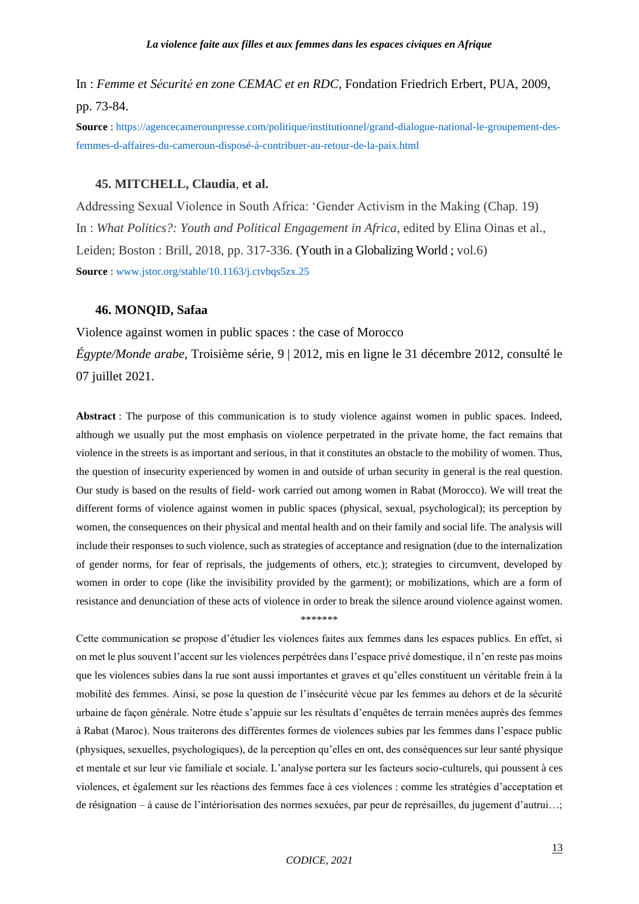In : *Femme et Sécurité en zone CEMAC et en RDC,* Fondation Friedrich Erbert, PUA, 2009, pp. 73-84.

**Source** : https://agencecamerounpresse.com/politique/institutionnel/grand-dialogue-national-le-groupement-des-femmes-d-affaires-du-cameroun-disposé-à-contribuer-au-retour-de-la-paix.html

### 45. MITCHELL, Claudia, et al.

Addressing Sexual Violence in South Africa: 'Gender Activism in the Making (Chap. 19)
In : *What Politics?: Youth and Political Engagement in Africa*, edited by Elina Oinas et al., Leiden; Boston : Brill, 2018, pp. 317-336. (Youth in a Globalizing World ; vol.6)

**Source** : www.jstor.org/stable/10.1163/j.ctvbqs5zx.25

### 46. MONQID, Safaa

Violence against women in public spaces : the case of Morocco
*Égypte/Monde arabe*, Troisième série, 9 | 2012, mis en ligne le 31 décembre 2012, consulté le 07 juillet 2021.

**Abstract** : The purpose of this communication is to study violence against women in public spaces. Indeed, although we usually put the most emphasis on violence perpetrated in the private home, the fact remains that violence in the streets is as important and serious, in that it constitutes an obstacle to the mobility of women. Thus, the question of insecurity experienced by women in and outside of urban security in general is the real question. Our study is based on the results of field- work carried out among women in Rabat (Morocco). We will treat the different forms of violence against women in public spaces (physical, sexual, psychological); its perception by women, the consequences on their physical and mental health and on their family and social life. The analysis will include their responses to such violence, such as strategies of acceptance and resignation (due to the internalization of gender norms, for fear of reprisals, the judgements of others, etc.); strategies to circumvent, developed by women in order to cope (like the invisibility provided by the garment); or mobilizations, which are a form of resistance and denunciation of these acts of violence in order to break the silence around violence against women.

*******

Cette communication se propose d'étudier les violences faites aux femmes dans les espaces publics. En effet, si on met le plus souvent l'accent sur les violences perpétrées dans l'espace privé domestique, il n'en reste pas moins que les violences subies dans la rue sont aussi importantes et graves et qu'elles constituent un véritable frein à la mobilité des femmes. Ainsi, se pose la question de l'insécurité vécue par les femmes au dehors et de la sécurité urbaine de façon générale. Notre étude s'appuie sur les résultats d'enquêtes de terrain menées auprès des femmes à Rabat (Maroc). Nous traiterons des différentes formes de violences subies par les femmes dans l'espace public (physiques, sexuelles, psychologiques), de la perception qu'elles en ont, des conséquences sur leur santé physique et mentale et sur leur vie familiale et sociale. L'analyse portera sur les facteurs socio-culturels, qui poussent à ces violences, et également sur les réactions des femmes face à ces violences : comme les stratégies d'acceptation et de résignation – à cause de l'intériorisation des normes sexuées, par peur de représailles, du jugement d'autrui…;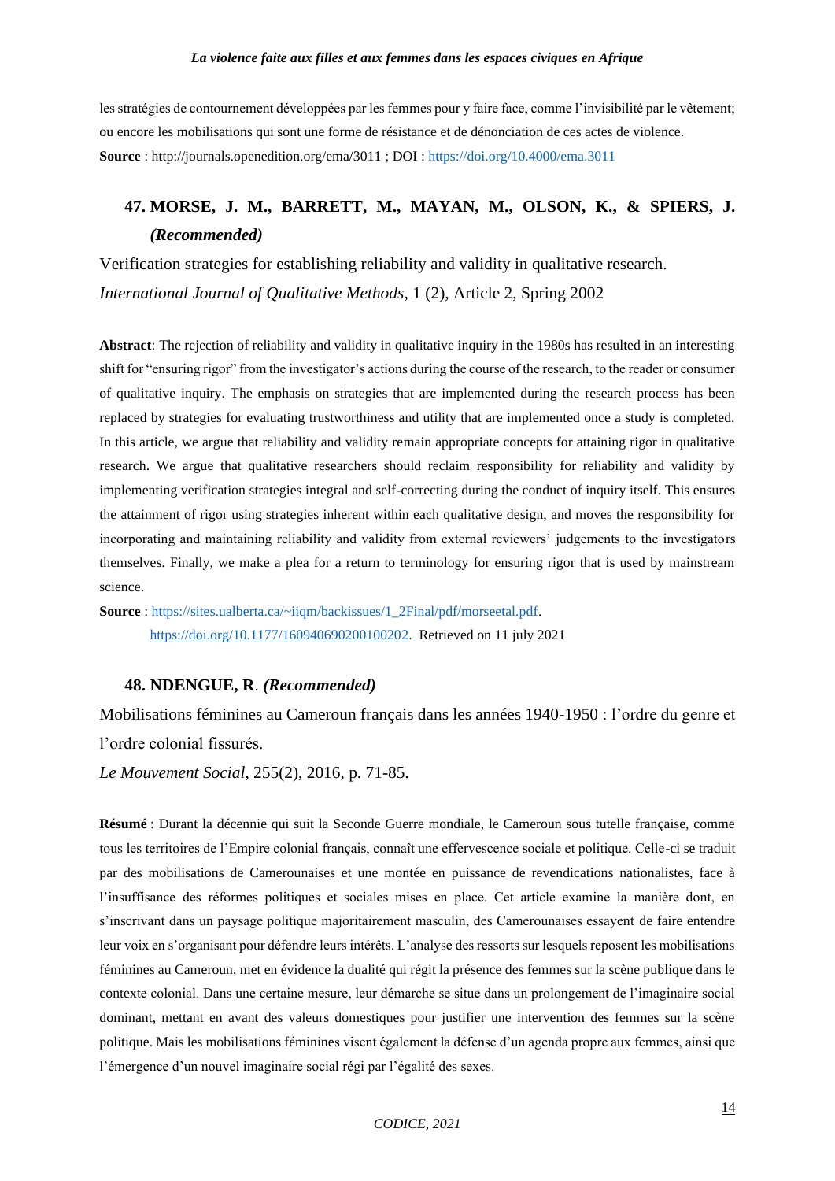les stratégies de contournement développées par les femmes pour y faire face, comme l'invisibilité par le vêtement; ou encore les mobilisations qui sont une forme de résistance et de dénonciation de ces actes de violence.
**Source** : http://journals.openedition.org/ema/3011 ; DOI : https://doi.org/10.4000/ema.3011

## 47. MORSE, J. M., BARRETT, M., MAYAN, M., OLSON, K., & SPIERS, J. *(Recommended)*

Verification strategies for establishing reliability and validity in qualitative research.
*International Journal of Qualitative Methods*, 1 (2), Article 2, Spring 2002

**Abstract**: The rejection of reliability and validity in qualitative inquiry in the 1980s has resulted in an interesting shift for "ensuring rigor" from the investigator's actions during the course of the research, to the reader or consumer of qualitative inquiry. The emphasis on strategies that are implemented during the research process has been replaced by strategies for evaluating trustworthiness and utility that are implemented once a study is completed. In this article, we argue that reliability and validity remain appropriate concepts for attaining rigor in qualitative research. We argue that qualitative researchers should reclaim responsibility for reliability and validity by implementing verification strategies integral and self-correcting during the conduct of inquiry itself. This ensures the attainment of rigor using strategies inherent within each qualitative design, and moves the responsibility for incorporating and maintaining reliability and validity from external reviewers' judgements to the investigators themselves. Finally, we make a plea for a return to terminology for ensuring rigor that is used by mainstream science.

**Source** : https://sites.ualberta.ca/~iiqm/backissues/1_2Final/pdf/morseetal.pdf.
https://doi.org/10.1177/160940690200100202. Retrieved on 11 july 2021

## 48. NDENGUE, R. *(Recommended)*

Mobilisations féminines au Cameroun français dans les années 1940-1950 : l'ordre du genre et l'ordre colonial fissurés.
*Le Mouvement Social*, 255(2), 2016, p. 71-85.

**Résumé** : Durant la décennie qui suit la Seconde Guerre mondiale, le Cameroun sous tutelle française, comme tous les territoires de l'Empire colonial français, connaît une effervescence sociale et politique. Celle-ci se traduit par des mobilisations de Camerounaises et une montée en puissance de revendications nationalistes, face à l'insuffisance des réformes politiques et sociales mises en place. Cet article examine la manière dont, en s'inscrivant dans un paysage politique majoritairement masculin, des Camerounaises essayent de faire entendre leur voix en s'organisant pour défendre leurs intérêts. L'analyse des ressorts sur lesquels reposent les mobilisations féminines au Cameroun, met en évidence la dualité qui régit la présence des femmes sur la scène publique dans le contexte colonial. Dans une certaine mesure, leur démarche se situe dans un prolongement de l'imaginaire social dominant, mettant en avant des valeurs domestiques pour justifier une intervention des femmes sur la scène politique. Mais les mobilisations féminines visent également la défense d'un agenda propre aux femmes, ainsi que l'émergence d'un nouvel imaginaire social régi par l'égalité des sexes.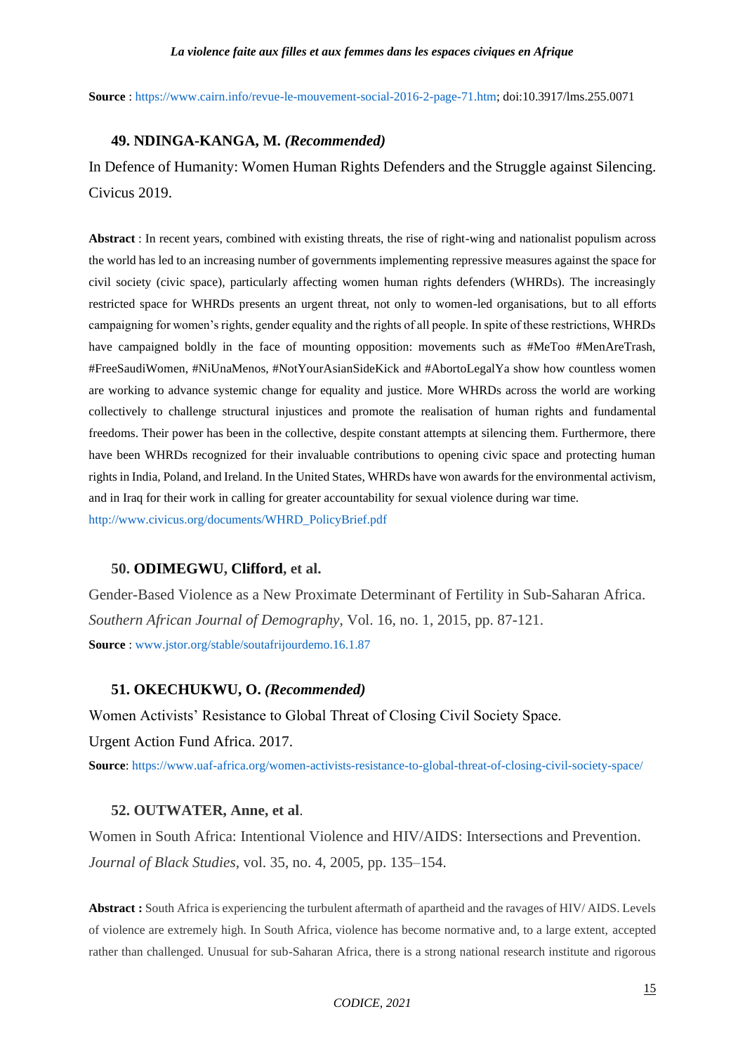**Source** : https://www.cairn.info/revue-le-mouvement-social-2016-2-page-71.htm; doi:10.3917/lms.255.0071

### 49. NDINGA-KANGA, M. *(Recommended)*

In Defence of Humanity: Women Human Rights Defenders and the Struggle against Silencing. Civicus 2019.

**Abstract** : In recent years, combined with existing threats, the rise of right-wing and nationalist populism across the world has led to an increasing number of governments implementing repressive measures against the space for civil society (civic space), particularly affecting women human rights defenders (WHRDs). The increasingly restricted space for WHRDs presents an urgent threat, not only to women-led organisations, but to all efforts campaigning for women's rights, gender equality and the rights of all people. In spite of these restrictions, WHRDs have campaigned boldly in the face of mounting opposition: movements such as #MeToo #MenAreTrash, #FreeSaudiWomen, #NiUnaMenos, #NotYourAsianSideKick and #AbortoLegalYa show how countless women are working to advance systemic change for equality and justice. More WHRDs across the world are working collectively to challenge structural injustices and promote the realisation of human rights and fundamental freedoms. Their power has been in the collective, despite constant attempts at silencing them. Furthermore, there have been WHRDs recognized for their invaluable contributions to opening civic space and protecting human rights in India, Poland, and Ireland. In the United States, WHRDs have won awards for the environmental activism, and in Iraq for their work in calling for greater accountability for sexual violence during war time.
http://www.civicus.org/documents/WHRD_PolicyBrief.pdf

### 50. ODIMEGWU, Clifford, et al.

Gender-Based Violence as a New Proximate Determinant of Fertility in Sub-Saharan Africa. *Southern African Journal of Demography*, Vol. 16, no. 1, 2015, pp. 87-121.
**Source** : www.jstor.org/stable/soutafrijourdemo.16.1.87

### 51. OKECHUKWU, O. *(Recommended)*

Women Activists' Resistance to Global Threat of Closing Civil Society Space.
Urgent Action Fund Africa. 2017.
**Source**: https://www.uaf-africa.org/women-activists-resistance-to-global-threat-of-closing-civil-society-space/

### 52. OUTWATER, Anne, et al.

Women in South Africa: Intentional Violence and HIV/AIDS: Intersections and Prevention. *Journal of Black Studies*, vol. 35, no. 4, 2005, pp. 135–154.

**Abstract :** South Africa is experiencing the turbulent aftermath of apartheid and the ravages of HIV/ AIDS. Levels of violence are extremely high. In South Africa, violence has become normative and, to a large extent, accepted rather than challenged. Unusual for sub-Saharan Africa, there is a strong national research institute and rigorous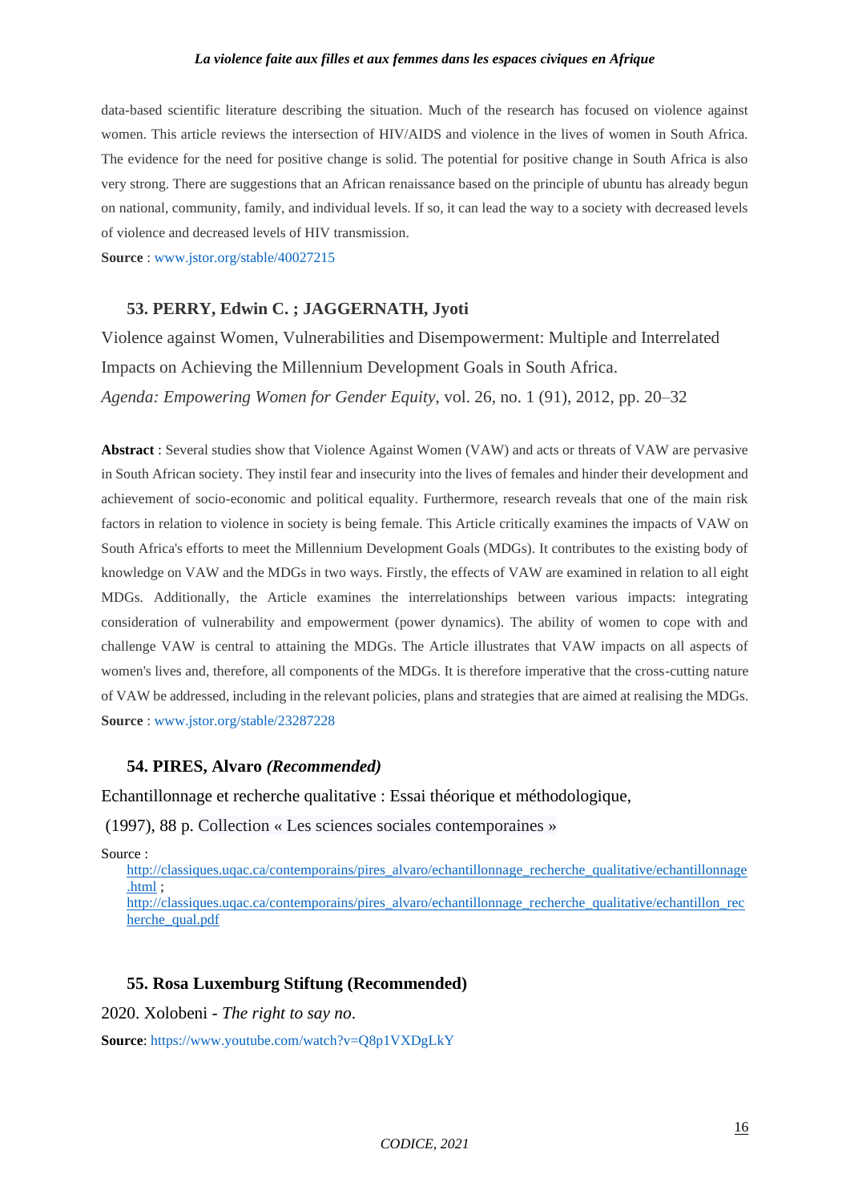data-based scientific literature describing the situation. Much of the research has focused on violence against women. This article reviews the intersection of HIV/AIDS and violence in the lives of women in South Africa. The evidence for the need for positive change is solid. The potential for positive change in South Africa is also very strong. There are suggestions that an African renaissance based on the principle of ubuntu has already begun on national, community, family, and individual levels. If so, it can lead the way to a society with decreased levels of violence and decreased levels of HIV transmission.

**Source** : www.jstor.org/stable/40027215

### 53. PERRY, Edwin C. ; JAGGERNATH, Jyoti

Violence against Women, Vulnerabilities and Disempowerment: Multiple and Interrelated Impacts on Achieving the Millennium Development Goals in South Africa.

*Agenda: Empowering Women for Gender Equity*, vol. 26, no. 1 (91), 2012, pp. 20–32

**Abstract** : Several studies show that Violence Against Women (VAW) and acts or threats of VAW are pervasive in South African society. They instil fear and insecurity into the lives of females and hinder their development and achievement of socio-economic and political equality. Furthermore, research reveals that one of the main risk factors in relation to violence in society is being female. This Article critically examines the impacts of VAW on South Africa's efforts to meet the Millennium Development Goals (MDGs). It contributes to the existing body of knowledge on VAW and the MDGs in two ways. Firstly, the effects of VAW are examined in relation to all eight MDGs. Additionally, the Article examines the interrelationships between various impacts: integrating consideration of vulnerability and empowerment (power dynamics). The ability of women to cope with and challenge VAW is central to attaining the MDGs. The Article illustrates that VAW impacts on all aspects of women's lives and, therefore, all components of the MDGs. It is therefore imperative that the cross-cutting nature of VAW be addressed, including in the relevant policies, plans and strategies that are aimed at realising the MDGs.

**Source** : www.jstor.org/stable/23287228

### 54. PIRES, Alvaro *(Recommended)*

Echantillonnage et recherche qualitative : Essai théorique et méthodologique,

(1997), 88 p. Collection « Les sciences sociales contemporaines »

Source :

http://classiques.uqac.ca/contemporains/pires_alvaro/echantillonnage_recherche_qualitative/echantillonnage.html ;
http://classiques.uqac.ca/contemporains/pires_alvaro/echantillonnage_recherche_qualitative/echantillon_recherche_qual.pdf

### 55. Rosa Luxemburg Stiftung (Recommended)

2020. Xolobeni - *The right to say no*.

**Source**: https://www.youtube.com/watch?v=Q8p1VXDgLkY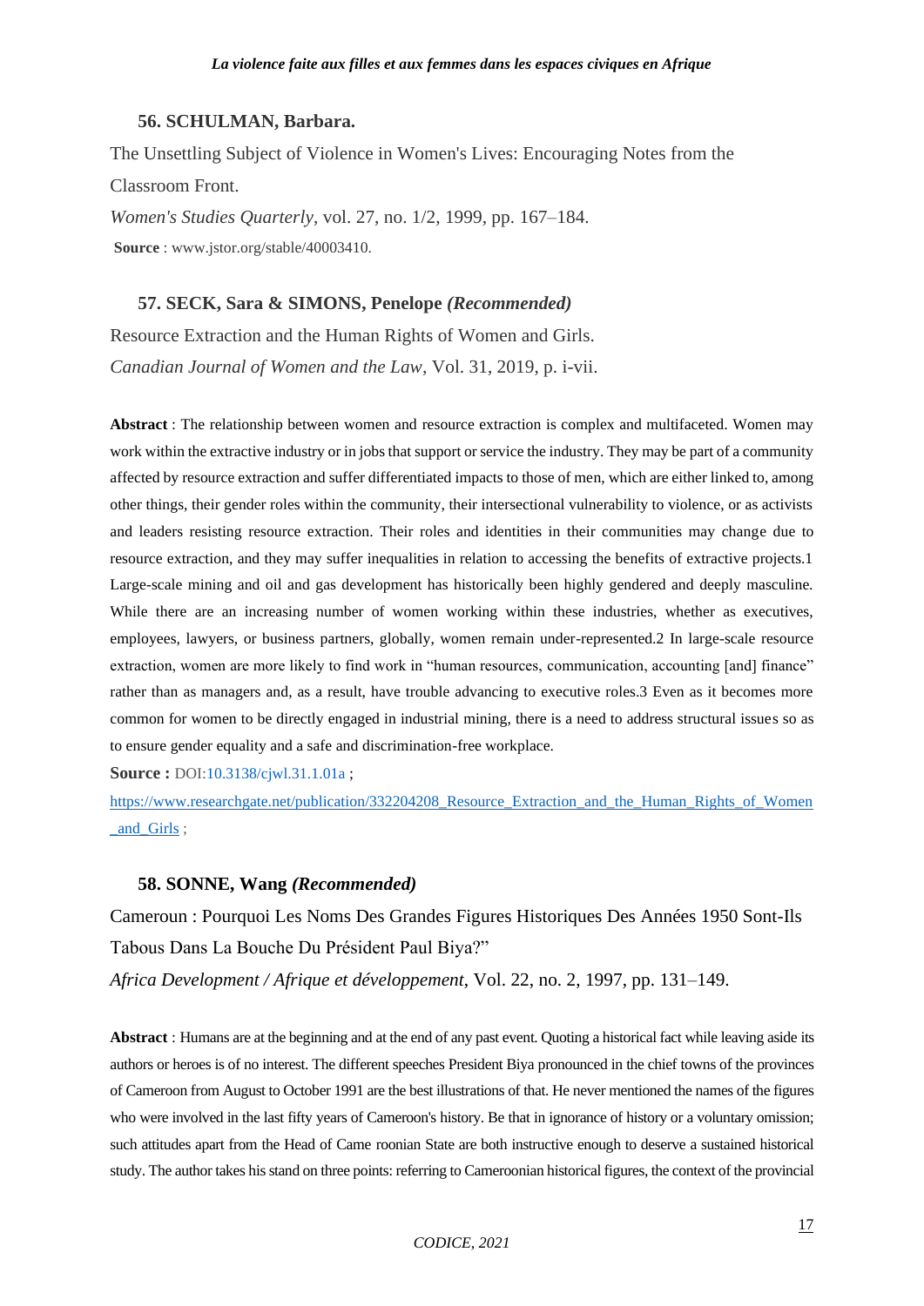### 56. SCHULMAN, Barbara.

The Unsettling Subject of Violence in Women's Lives: Encouraging Notes from the Classroom Front.

*Women's Studies Quarterly*, vol. 27, no. 1/2, 1999, pp. 167–184.

**Source** : www.jstor.org/stable/40003410.

### 57. SECK, Sara & SIMONS, Penelope *(Recommended)*

Resource Extraction and the Human Rights of Women and Girls.

*Canadian Journal of Women and the Law*, Vol. 31, 2019, p. i-vii.

**Abstract** : The relationship between women and resource extraction is complex and multifaceted. Women may work within the extractive industry or in jobs that support or service the industry. They may be part of a community affected by resource extraction and suffer differentiated impacts to those of men, which are either linked to, among other things, their gender roles within the community, their intersectional vulnerability to violence, or as activists and leaders resisting resource extraction. Their roles and identities in their communities may change due to resource extraction, and they may suffer inequalities in relation to accessing the benefits of extractive projects.1 Large-scale mining and oil and gas development has historically been highly gendered and deeply masculine. While there are an increasing number of women working within these industries, whether as executives, employees, lawyers, or business partners, globally, women remain under-represented.2 In large-scale resource extraction, women are more likely to find work in "human resources, communication, accounting [and] finance" rather than as managers and, as a result, have trouble advancing to executive roles.3 Even as it becomes more common for women to be directly engaged in industrial mining, there is a need to address structural issues so as to ensure gender equality and a safe and discrimination-free workplace.

**Source :** DOI:10.3138/cjwl.31.1.01a ;
https://www.researchgate.net/publication/332204208_Resource_Extraction_and_the_Human_Rights_of_Women_and_Girls ;

### 58. SONNE, Wang *(Recommended)*

Cameroun : Pourquoi Les Noms Des Grandes Figures Historiques Des Années 1950 Sont-Ils Tabous Dans La Bouche Du Président Paul Biya?"

*Africa Development / Afrique et développement*, Vol. 22, no. 2, 1997, pp. 131–149.

**Abstract** : Humans are at the beginning and at the end of any past event. Quoting a historical fact while leaving aside its authors or heroes is of no interest. The different speeches President Biya pronounced in the chief towns of the provinces of Cameroon from August to October 1991 are the best illustrations of that. He never mentioned the names of the figures who were involved in the last fifty years of Cameroon's history. Be that in ignorance of history or a voluntary omission; such attitudes apart from the Head of Came roonian State are both instructive enough to deserve a sustained historical study. The author takes his stand on three points: referring to Cameroonian historical figures, the context of the provincial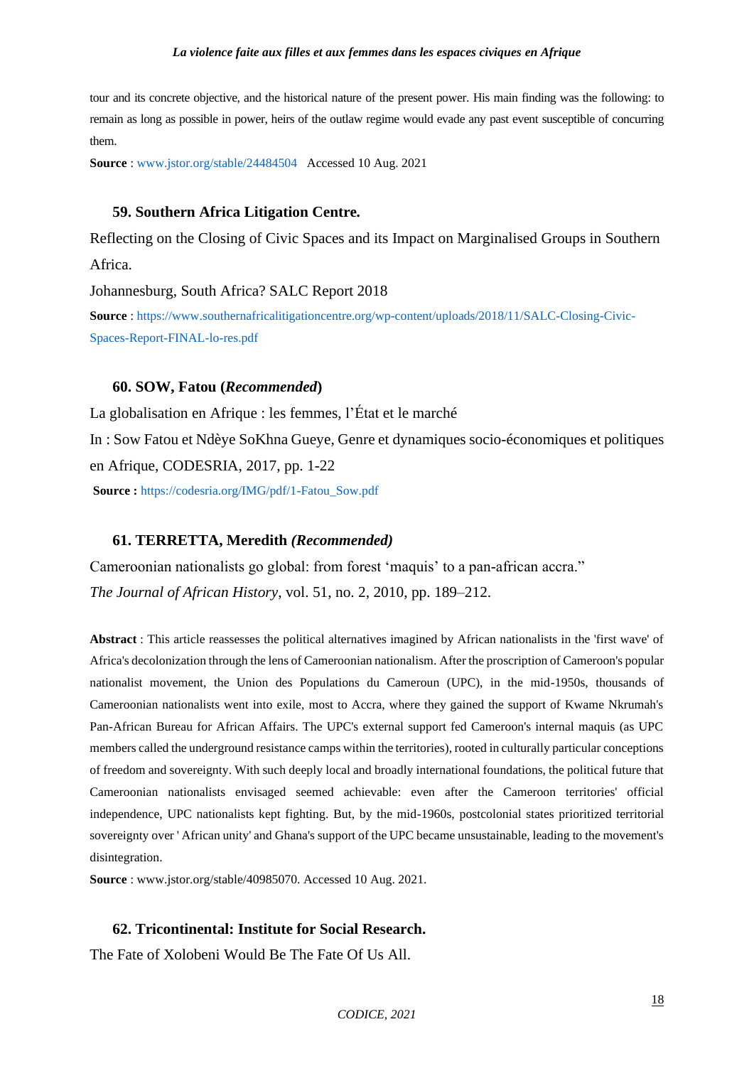tour and its concrete objective, and the historical nature of the present power. His main finding was the following: to remain as long as possible in power, heirs of the outlaw regime would evade any past event susceptible of concurring them.

**Source** : www.jstor.org/stable/24484504 Accessed 10 Aug. 2021

### 59. Southern Africa Litigation Centre.

Reflecting on the Closing of Civic Spaces and its Impact on Marginalised Groups in Southern Africa.

Johannesburg, South Africa? SALC Report 2018

**Source** : https://www.southernafricalitigationcentre.org/wp-content/uploads/2018/11/SALC-Closing-Civic-Spaces-Report-FINAL-lo-res.pdf

### 60. SOW, Fatou (*Recommended*)

La globalisation en Afrique : les femmes, l'État et le marché

In : Sow Fatou et Ndèye SoKhna Gueye, Genre et dynamiques socio-économiques et politiques en Afrique, CODESRIA, 2017, pp. 1-22

**Source :** https://codesria.org/IMG/pdf/1-Fatou_Sow.pdf

### 61. TERRETTA, Meredith *(Recommended)*

Cameroonian nationalists go global: from forest 'maquis' to a pan-african accra."
*The Journal of African History*, vol. 51, no. 2, 2010, pp. 189–212.

**Abstract** : This article reassesses the political alternatives imagined by African nationalists in the 'first wave' of Africa's decolonization through the lens of Cameroonian nationalism. After the proscription of Cameroon's popular nationalist movement, the Union des Populations du Cameroun (UPC), in the mid-1950s, thousands of Cameroonian nationalists went into exile, most to Accra, where they gained the support of Kwame Nkrumah's Pan-African Bureau for African Affairs. The UPC's external support fed Cameroon's internal maquis (as UPC members called the underground resistance camps within the territories), rooted in culturally particular conceptions of freedom and sovereignty. With such deeply local and broadly international foundations, the political future that Cameroonian nationalists envisaged seemed achievable: even after the Cameroon territories' official independence, UPC nationalists kept fighting. But, by the mid-1960s, postcolonial states prioritized territorial sovereignty over ' African unity' and Ghana's support of the UPC became unsustainable, leading to the movement's disintegration.

**Source** : www.jstor.org/stable/40985070. Accessed 10 Aug. 2021.

### 62. Tricontinental: Institute for Social Research.

The Fate of Xolobeni Would Be The Fate Of Us All.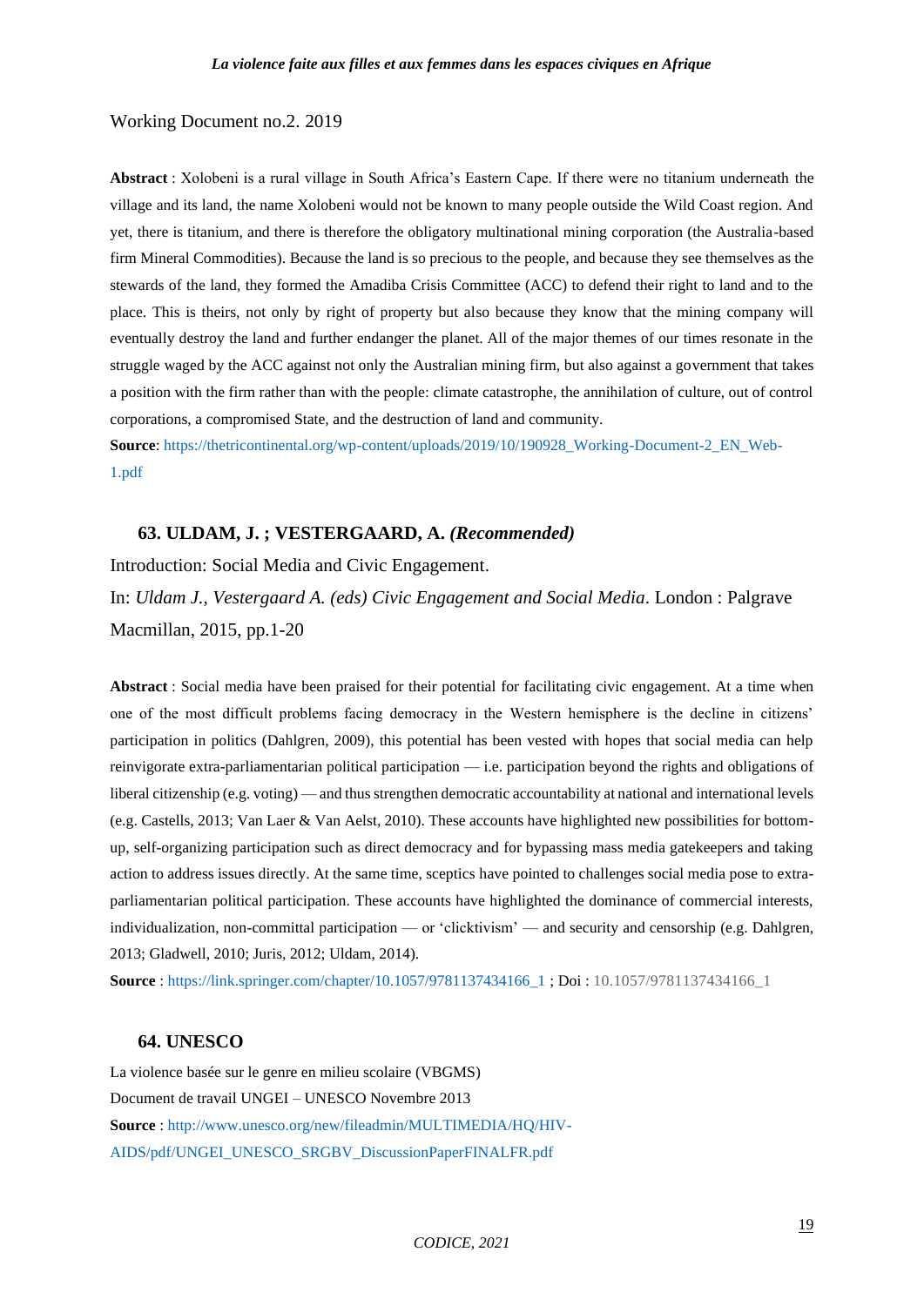Working Document no.2. 2019

**Abstract** : Xolobeni is a rural village in South Africa's Eastern Cape. If there were no titanium underneath the village and its land, the name Xolobeni would not be known to many people outside the Wild Coast region. And yet, there is titanium, and there is therefore the obligatory multinational mining corporation (the Australia-based firm Mineral Commodities). Because the land is so precious to the people, and because they see themselves as the stewards of the land, they formed the Amadiba Crisis Committee (ACC) to defend their right to land and to the place. This is theirs, not only by right of property but also because they know that the mining company will eventually destroy the land and further endanger the planet. All of the major themes of our times resonate in the struggle waged by the ACC against not only the Australian mining firm, but also against a government that takes a position with the firm rather than with the people: climate catastrophe, the annihilation of culture, out of control corporations, a compromised State, and the destruction of land and community.

**Source**: https://thetricontinental.org/wp-content/uploads/2019/10/190928_Working-Document-2_EN_Web-1.pdf

### 63. ULDAM, J. ; VESTERGAARD, A. *(Recommended)*

Introduction: Social Media and Civic Engagement.

In: *Uldam J., Vestergaard A. (eds) Civic Engagement and Social Media*. London : Palgrave Macmillan, 2015, pp.1-20

**Abstract** : Social media have been praised for their potential for facilitating civic engagement. At a time when one of the most difficult problems facing democracy in the Western hemisphere is the decline in citizens' participation in politics (Dahlgren, 2009), this potential has been vested with hopes that social media can help reinvigorate extra-parliamentarian political participation — i.e. participation beyond the rights and obligations of liberal citizenship (e.g. voting) — and thus strengthen democratic accountability at national and international levels (e.g. Castells, 2013; Van Laer & Van Aelst, 2010). These accounts have highlighted new possibilities for bottom-up, self-organizing participation such as direct democracy and for bypassing mass media gatekeepers and taking action to address issues directly. At the same time, sceptics have pointed to challenges social media pose to extra-parliamentarian political participation. These accounts have highlighted the dominance of commercial interests, individualization, non-committal participation — or 'clicktivism' — and security and censorship (e.g. Dahlgren, 2013; Gladwell, 2010; Juris, 2012; Uldam, 2014).

**Source** : https://link.springer.com/chapter/10.1057/9781137434166_1 ; Doi : 10.1057/9781137434166_1

### 64. UNESCO

La violence basée sur le genre en milieu scolaire (VBGMS)

Document de travail UNGEI – UNESCO Novembre 2013

**Source** : http://www.unesco.org/new/fileadmin/MULTIMEDIA/HQ/HIV-AIDS/pdf/UNGEI_UNESCO_SRGBV_DiscussionPaperFINALFR.pdf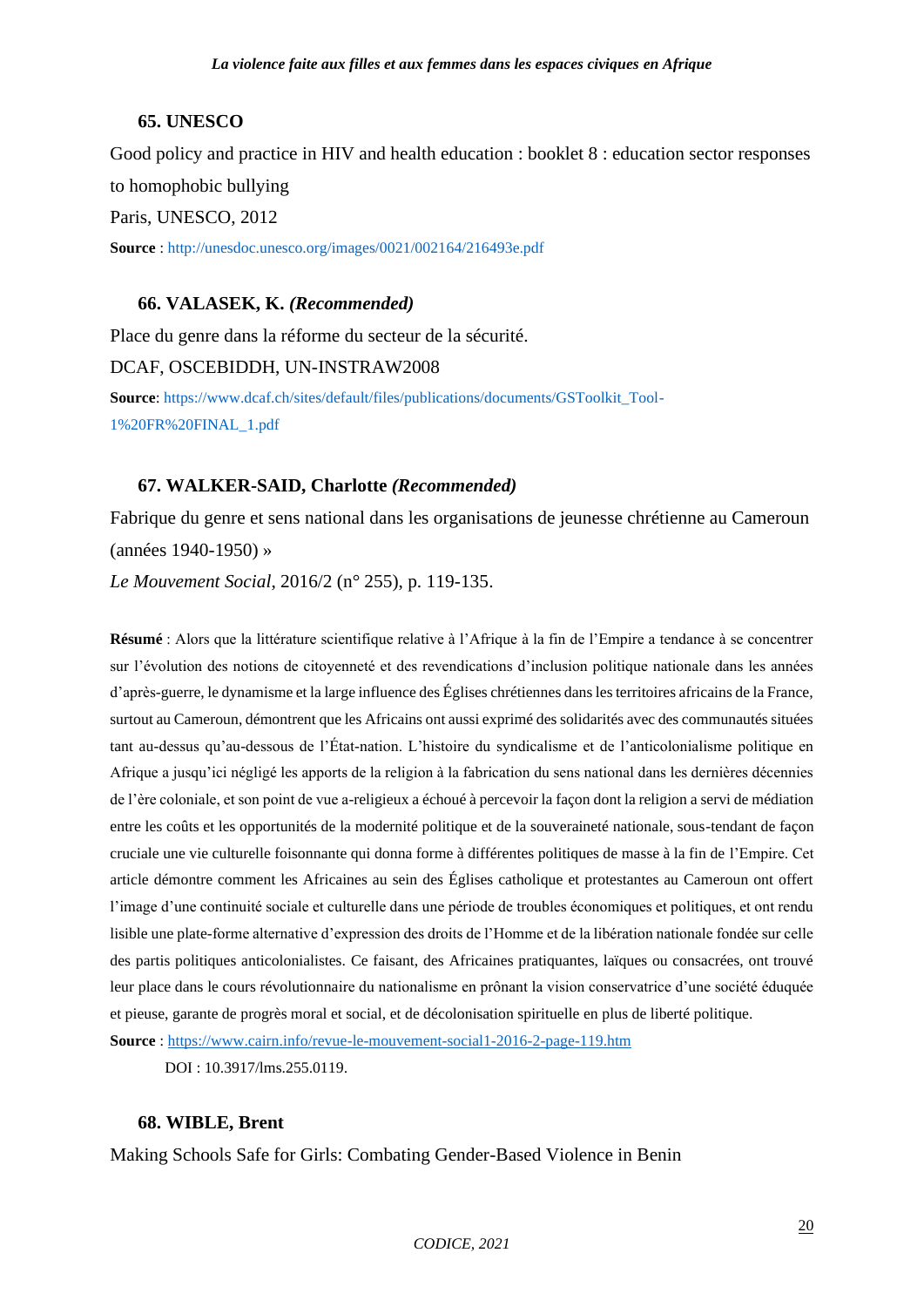### 65. UNESCO

Good policy and practice in HIV and health education : booklet 8 : education sector responses to homophobic bullying

Paris, UNESCO, 2012

**Source** : http://unesdoc.unesco.org/images/0021/002164/216493e.pdf

### 66. VALASEK, K. *(Recommended)*

Place du genre dans la réforme du secteur de la sécurité.

DCAF, OSCEBIDDH, UN-INSTRAW2008

**Source**: https://www.dcaf.ch/sites/default/files/publications/documents/GSToolkit_Tool-1%20FR%20FINAL_1.pdf

### 67. WALKER-SAID, Charlotte *(Recommended)*

Fabrique du genre et sens national dans les organisations de jeunesse chrétienne au Cameroun (années 1940-1950) »

*Le Mouvement Social*, 2016/2 (n° 255), p. 119-135.

**Résumé** : Alors que la littérature scientifique relative à l'Afrique à la fin de l'Empire a tendance à se concentrer sur l'évolution des notions de citoyenneté et des revendications d'inclusion politique nationale dans les années d'après-guerre, le dynamisme et la large influence des Églises chrétiennes dans les territoires africains de la France, surtout au Cameroun, démontrent que les Africains ont aussi exprimé des solidarités avec des communautés situées tant au-dessus qu'au-dessous de l'État-nation. L'histoire du syndicalisme et de l'anticolonialisme politique en Afrique a jusqu'ici négligé les apports de la religion à la fabrication du sens national dans les dernières décennies de l'ère coloniale, et son point de vue a-religieux a échoué à percevoir la façon dont la religion a servi de médiation entre les coûts et les opportunités de la modernité politique et de la souveraineté nationale, sous-tendant de façon cruciale une vie culturelle foisonnante qui donna forme à différentes politiques de masse à la fin de l'Empire. Cet article démontre comment les Africaines au sein des Églises catholique et protestantes au Cameroun ont offert l'image d'une continuité sociale et culturelle dans une période de troubles économiques et politiques, et ont rendu lisible une plate-forme alternative d'expression des droits de l'Homme et de la libération nationale fondée sur celle des partis politiques anticolonialistes. Ce faisant, des Africaines pratiquantes, laïques ou consacrées, ont trouvé leur place dans le cours révolutionnaire du nationalisme en prônant la vision conservatrice d'une société éduquée et pieuse, garante de progrès moral et social, et de décolonisation spirituelle en plus de liberté politique.

**Source** : https://www.cairn.info/revue-le-mouvement-social1-2016-2-page-119.htm

DOI : 10.3917/lms.255.0119.

### 68. WIBLE, Brent

Making Schools Safe for Girls: Combating Gender-Based Violence in Benin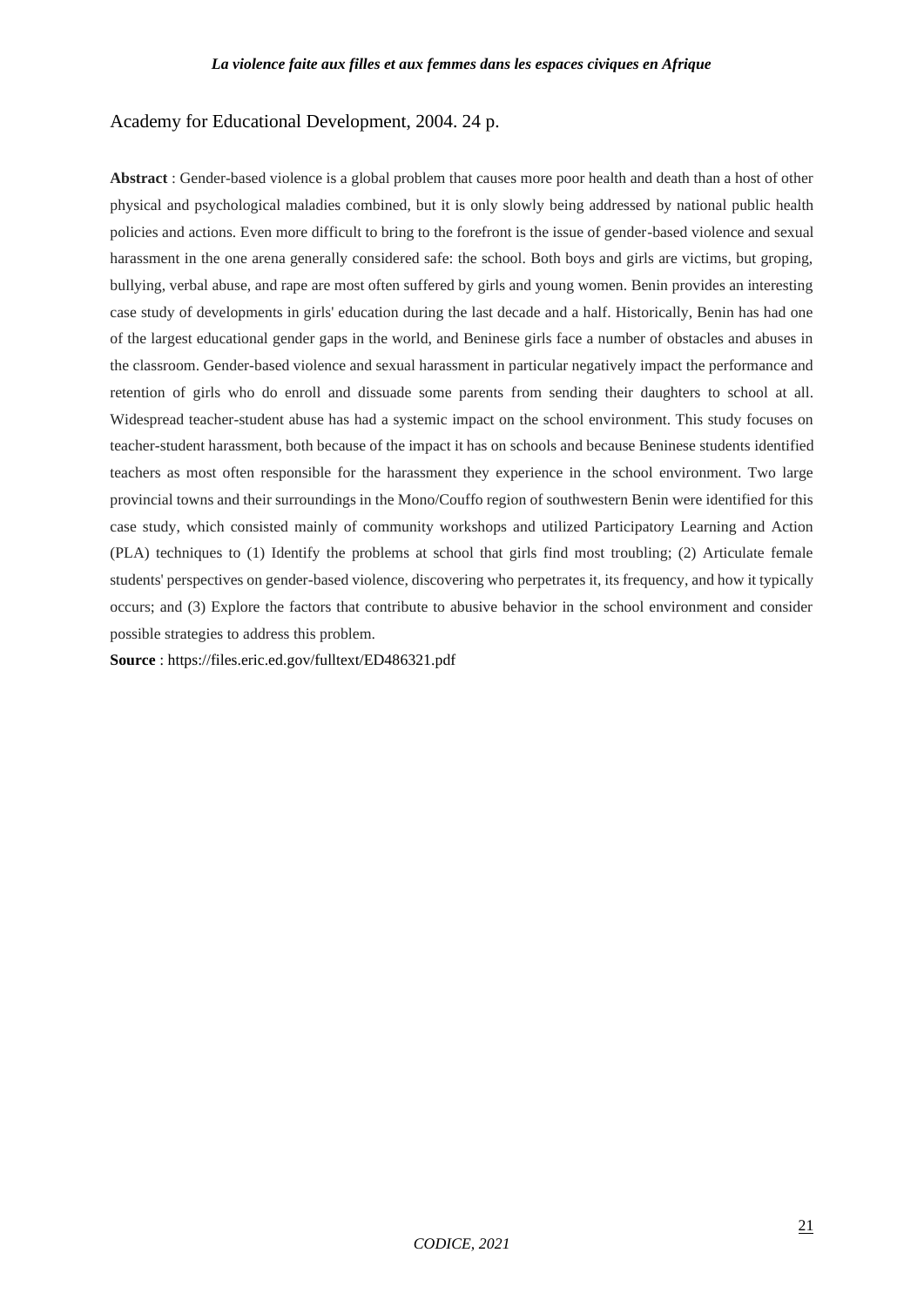Academy for Educational Development, 2004. 24 p.

**Abstract** : Gender-based violence is a global problem that causes more poor health and death than a host of other physical and psychological maladies combined, but it is only slowly being addressed by national public health policies and actions. Even more difficult to bring to the forefront is the issue of gender-based violence and sexual harassment in the one arena generally considered safe: the school. Both boys and girls are victims, but groping, bullying, verbal abuse, and rape are most often suffered by girls and young women. Benin provides an interesting case study of developments in girls' education during the last decade and a half. Historically, Benin has had one of the largest educational gender gaps in the world, and Beninese girls face a number of obstacles and abuses in the classroom. Gender-based violence and sexual harassment in particular negatively impact the performance and retention of girls who do enroll and dissuade some parents from sending their daughters to school at all. Widespread teacher-student abuse has had a systemic impact on the school environment. This study focuses on teacher-student harassment, both because of the impact it has on schools and because Beninese students identified teachers as most often responsible for the harassment they experience in the school environment. Two large provincial towns and their surroundings in the Mono/Couffo region of southwestern Benin were identified for this case study, which consisted mainly of community workshops and utilized Participatory Learning and Action (PLA) techniques to (1) Identify the problems at school that girls find most troubling; (2) Articulate female students' perspectives on gender-based violence, discovering who perpetrates it, its frequency, and how it typically occurs; and (3) Explore the factors that contribute to abusive behavior in the school environment and consider possible strategies to address this problem.

**Source** : https://files.eric.ed.gov/fulltext/ED486321.pdf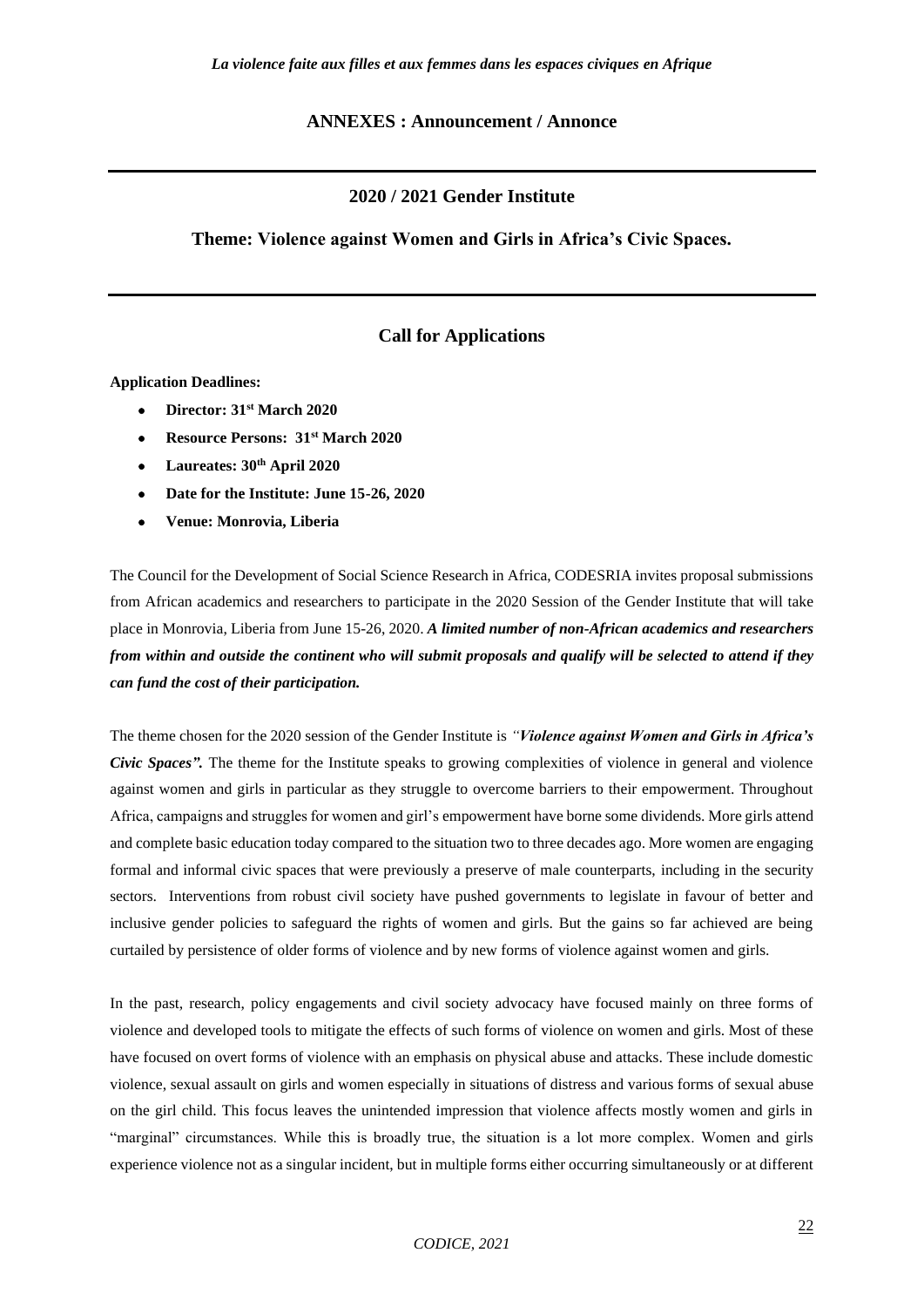## ANNEXES : Announcement / Annonce

---

### 2020 / 2021 Gender Institute

### Theme: Violence against Women and Girls in Africa's Civic Spaces.

---

### Call for Applications

**Application Deadlines:**

- **Director: 31st March 2020**
- **Resource Persons: 31st March 2020**
- **Laureates: 30th April 2020**
- **Date for the Institute: June 15-26, 2020**
- **Venue: Monrovia, Liberia**

The Council for the Development of Social Science Research in Africa, CODESRIA invites proposal submissions from African academics and researchers to participate in the 2020 Session of the Gender Institute that will take place in Monrovia, Liberia from June 15-26, 2020. ***A limited number of non-African academics and researchers from within and outside the continent who will submit proposals and qualify will be selected to attend if they can fund the cost of their participation.***

The theme chosen for the 2020 session of the Gender Institute is *"**Violence against Women and Girls in Africa's Civic Spaces".*** The theme for the Institute speaks to growing complexities of violence in general and violence against women and girls in particular as they struggle to overcome barriers to their empowerment. Throughout Africa, campaigns and struggles for women and girl's empowerment have borne some dividends. More girls attend and complete basic education today compared to the situation two to three decades ago. More women are engaging formal and informal civic spaces that were previously a preserve of male counterparts, including in the security sectors. Interventions from robust civil society have pushed governments to legislate in favour of better and inclusive gender policies to safeguard the rights of women and girls. But the gains so far achieved are being curtailed by persistence of older forms of violence and by new forms of violence against women and girls.

In the past, research, policy engagements and civil society advocacy have focused mainly on three forms of violence and developed tools to mitigate the effects of such forms of violence on women and girls. Most of these have focused on overt forms of violence with an emphasis on physical abuse and attacks. These include domestic violence, sexual assault on girls and women especially in situations of distress and various forms of sexual abuse on the girl child. This focus leaves the unintended impression that violence affects mostly women and girls in "marginal" circumstances. While this is broadly true, the situation is a lot more complex. Women and girls experience violence not as a singular incident, but in multiple forms either occurring simultaneously or at different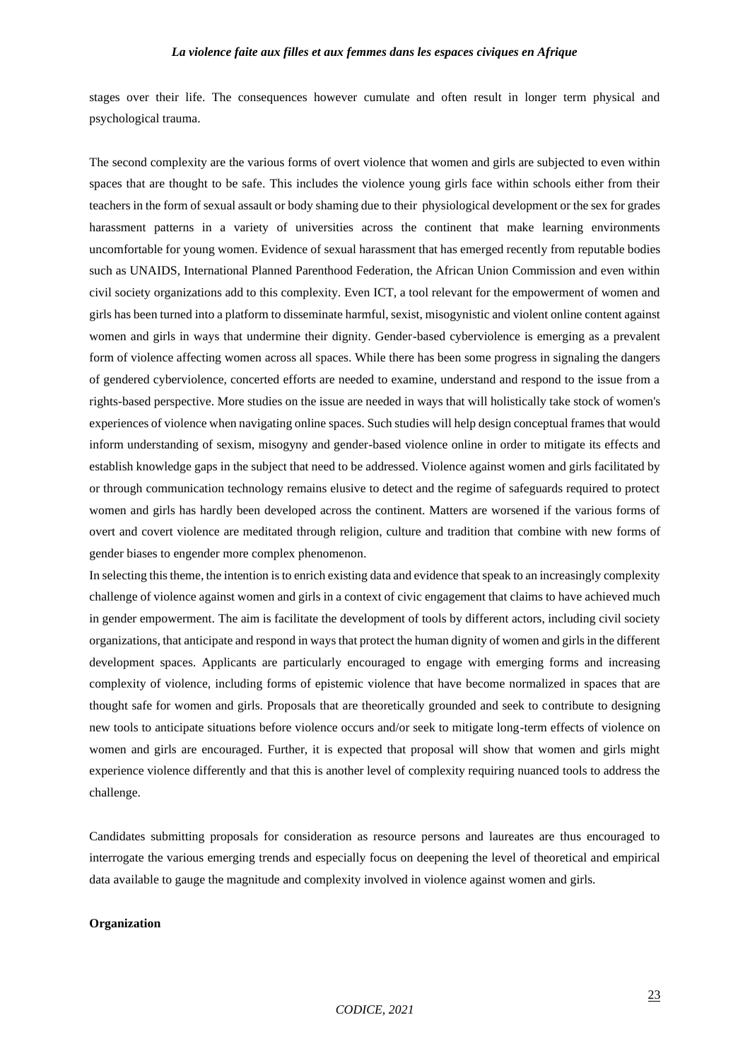stages over their life. The consequences however cumulate and often result in longer term physical and psychological trauma.

The second complexity are the various forms of overt violence that women and girls are subjected to even within spaces that are thought to be safe. This includes the violence young girls face within schools either from their teachers in the form of sexual assault or body shaming due to their physiological development or the sex for grades harassment patterns in a variety of universities across the continent that make learning environments uncomfortable for young women. Evidence of sexual harassment that has emerged recently from reputable bodies such as UNAIDS, International Planned Parenthood Federation, the African Union Commission and even within civil society organizations add to this complexity. Even ICT, a tool relevant for the empowerment of women and girls has been turned into a platform to disseminate harmful, sexist, misogynistic and violent online content against women and girls in ways that undermine their dignity. Gender-based cyberviolence is emerging as a prevalent form of violence affecting women across all spaces. While there has been some progress in signaling the dangers of gendered cyberviolence, concerted efforts are needed to examine, understand and respond to the issue from a rights-based perspective. More studies on the issue are needed in ways that will holistically take stock of women's experiences of violence when navigating online spaces. Such studies will help design conceptual frames that would inform understanding of sexism, misogyny and gender-based violence online in order to mitigate its effects and establish knowledge gaps in the subject that need to be addressed. Violence against women and girls facilitated by or through communication technology remains elusive to detect and the regime of safeguards required to protect women and girls has hardly been developed across the continent. Matters are worsened if the various forms of overt and covert violence are meditated through religion, culture and tradition that combine with new forms of gender biases to engender more complex phenomenon.

In selecting this theme, the intention is to enrich existing data and evidence that speak to an increasingly complexity challenge of violence against women and girls in a context of civic engagement that claims to have achieved much in gender empowerment. The aim is facilitate the development of tools by different actors, including civil society organizations, that anticipate and respond in ways that protect the human dignity of women and girls in the different development spaces. Applicants are particularly encouraged to engage with emerging forms and increasing complexity of violence, including forms of epistemic violence that have become normalized in spaces that are thought safe for women and girls. Proposals that are theoretically grounded and seek to contribute to designing new tools to anticipate situations before violence occurs and/or seek to mitigate long-term effects of violence on women and girls are encouraged. Further, it is expected that proposal will show that women and girls might experience violence differently and that this is another level of complexity requiring nuanced tools to address the challenge.

Candidates submitting proposals for consideration as resource persons and laureates are thus encouraged to interrogate the various emerging trends and especially focus on deepening the level of theoretical and empirical data available to gauge the magnitude and complexity involved in violence against women and girls.

**Organization**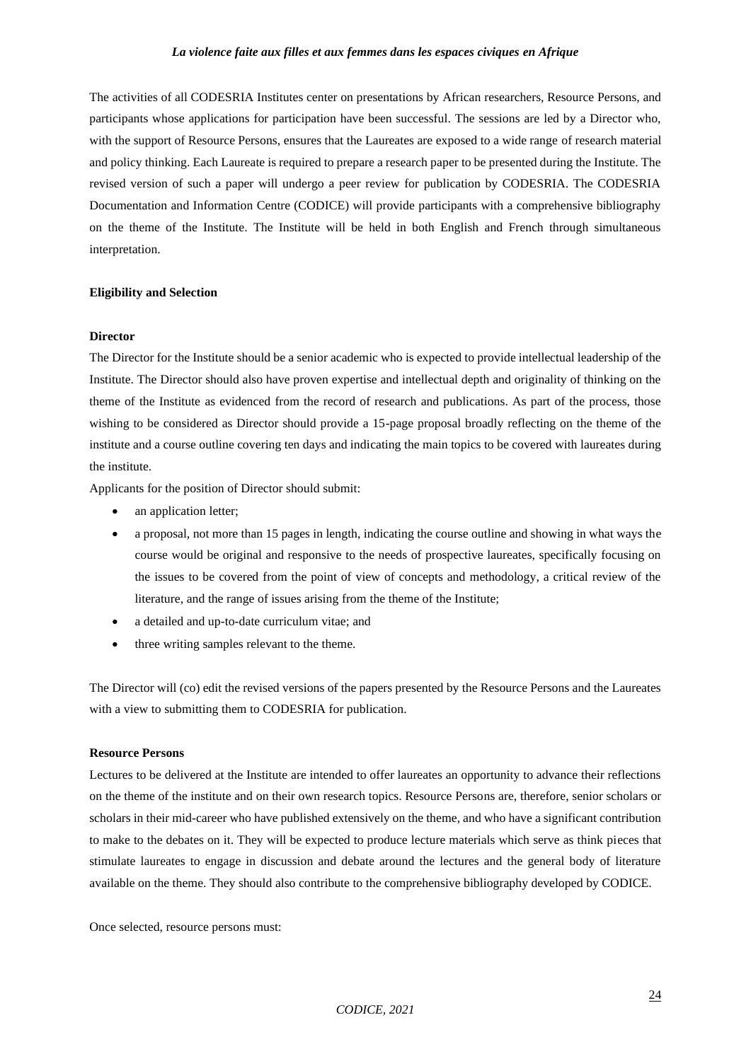The activities of all CODESRIA Institutes center on presentations by African researchers, Resource Persons, and participants whose applications for participation have been successful. The sessions are led by a Director who, with the support of Resource Persons, ensures that the Laureates are exposed to a wide range of research material and policy thinking. Each Laureate is required to prepare a research paper to be presented during the Institute. The revised version of such a paper will undergo a peer review for publication by CODESRIA. The CODESRIA Documentation and Information Centre (CODICE) will provide participants with a comprehensive bibliography on the theme of the Institute. The Institute will be held in both English and French through simultaneous interpretation.

**Eligibility and Selection**

**Director**

The Director for the Institute should be a senior academic who is expected to provide intellectual leadership of the Institute. The Director should also have proven expertise and intellectual depth and originality of thinking on the theme of the Institute as evidenced from the record of research and publications. As part of the process, those wishing to be considered as Director should provide a 15-page proposal broadly reflecting on the theme of the institute and a course outline covering ten days and indicating the main topics to be covered with laureates during the institute.

Applicants for the position of Director should submit:

- an application letter;
- a proposal, not more than 15 pages in length, indicating the course outline and showing in what ways the course would be original and responsive to the needs of prospective laureates, specifically focusing on the issues to be covered from the point of view of concepts and methodology, a critical review of the literature, and the range of issues arising from the theme of the Institute;
- a detailed and up-to-date curriculum vitae; and
- three writing samples relevant to the theme.

The Director will (co) edit the revised versions of the papers presented by the Resource Persons and the Laureates with a view to submitting them to CODESRIA for publication.

**Resource Persons**

Lectures to be delivered at the Institute are intended to offer laureates an opportunity to advance their reflections on the theme of the institute and on their own research topics. Resource Persons are, therefore, senior scholars or scholars in their mid-career who have published extensively on the theme, and who have a significant contribution to make to the debates on it. They will be expected to produce lecture materials which serve as think pieces that stimulate laureates to engage in discussion and debate around the lectures and the general body of literature available on the theme. They should also contribute to the comprehensive bibliography developed by CODICE.

Once selected, resource persons must: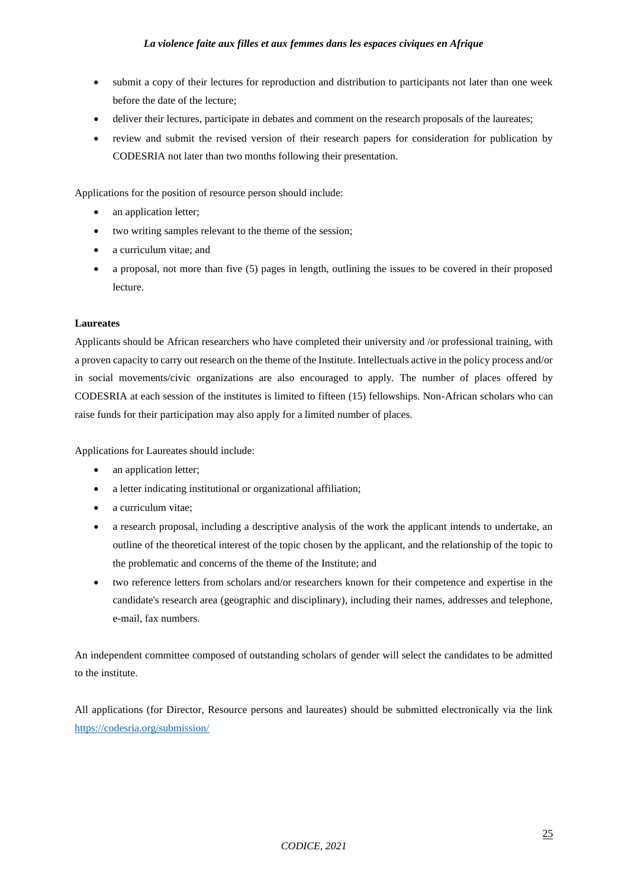- submit a copy of their lectures for reproduction and distribution to participants not later than one week before the date of the lecture;
- deliver their lectures, participate in debates and comment on the research proposals of the laureates;
- review and submit the revised version of their research papers for consideration for publication by CODESRIA not later than two months following their presentation.

Applications for the position of resource person should include:

- an application letter;
- two writing samples relevant to the theme of the session;
- a curriculum vitae; and
- a proposal, not more than five (5) pages in length, outlining the issues to be covered in their proposed lecture.

**Laureates**

Applicants should be African researchers who have completed their university and /or professional training, with a proven capacity to carry out research on the theme of the Institute. Intellectuals active in the policy process and/or in social movements/civic organizations are also encouraged to apply. The number of places offered by CODESRIA at each session of the institutes is limited to fifteen (15) fellowships. Non-African scholars who can raise funds for their participation may also apply for a limited number of places.

Applications for Laureates should include:

- an application letter;
- a letter indicating institutional or organizational affiliation;
- a curriculum vitae;
- a research proposal, including a descriptive analysis of the work the applicant intends to undertake, an outline of the theoretical interest of the topic chosen by the applicant, and the relationship of the topic to the problematic and concerns of the theme of the Institute; and
- two reference letters from scholars and/or researchers known for their competence and expertise in the candidate's research area (geographic and disciplinary), including their names, addresses and telephone, e-mail, fax numbers.

An independent committee composed of outstanding scholars of gender will select the candidates to be admitted to the institute.

All applications (for Director, Resource persons and laureates) should be submitted electronically via the link https://codesria.org/submission/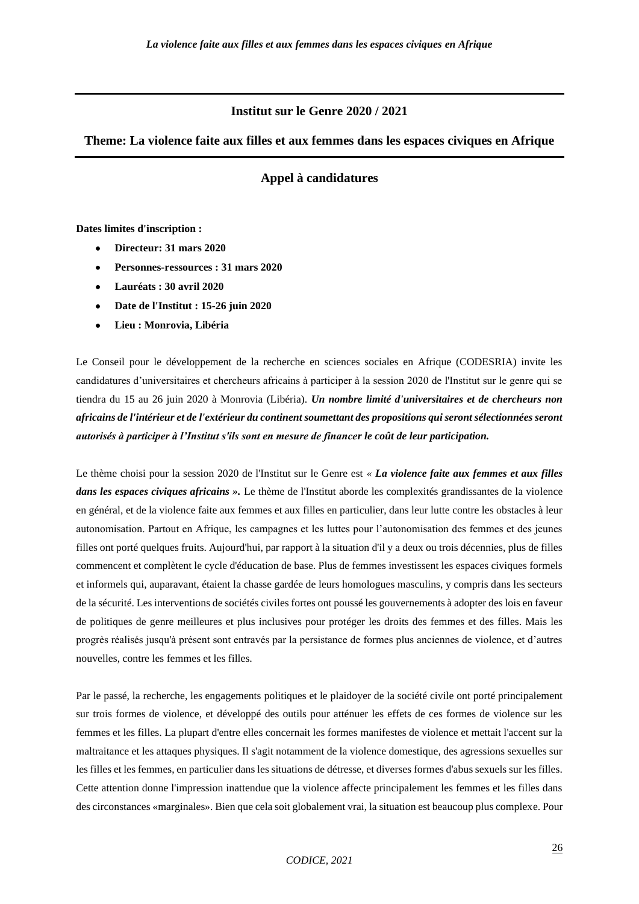## Institut sur le Genre 2020 / 2021

## Theme: La violence faite aux filles et aux femmes dans les espaces civiques en Afrique

### Appel à candidatures

**Dates limites d'inscription :**

- **Directeur: 31 mars 2020**
- **Personnes-ressources : 31 mars 2020**
- **Lauréats : 30 avril 2020**
- **Date de l'Institut : 15-26 juin 2020**
- **Lieu : Monrovia, Libéria**

Le Conseil pour le développement de la recherche en sciences sociales en Afrique (CODESRIA) invite les candidatures d'universitaires et chercheurs africains à participer à la session 2020 de l'Institut sur le genre qui se tiendra du 15 au 26 juin 2020 à Monrovia (Libéria). ***Un nombre limité d'universitaires et de chercheurs non africains de l'intérieur et de l'extérieur du continent soumettant des propositions qui seront sélectionnées seront autorisés à participer à l'Institut s'ils sont en mesure de financer le coût de leur participation.***

Le thème choisi pour la session 2020 de l'Institut sur le Genre est *« **La violence faite aux femmes et aux filles dans les espaces civiques africains ».*** Le thème de l'Institut aborde les complexités grandissantes de la violence en général, et de la violence faite aux femmes et aux filles en particulier, dans leur lutte contre les obstacles à leur autonomisation. Partout en Afrique, les campagnes et les luttes pour l'autonomisation des femmes et des jeunes filles ont porté quelques fruits. Aujourd'hui, par rapport à la situation d'il y a deux ou trois décennies, plus de filles commencent et complètent le cycle d'éducation de base. Plus de femmes investissent les espaces civiques formels et informels qui, auparavant, étaient la chasse gardée de leurs homologues masculins, y compris dans les secteurs de la sécurité. Les interventions de sociétés civiles fortes ont poussé les gouvernements à adopter des lois en faveur de politiques de genre meilleures et plus inclusives pour protéger les droits des femmes et des filles. Mais les progrès réalisés jusqu'à présent sont entravés par la persistance de formes plus anciennes de violence, et d'autres nouvelles, contre les femmes et les filles.

Par le passé, la recherche, les engagements politiques et le plaidoyer de la société civile ont porté principalement sur trois formes de violence, et développé des outils pour atténuer les effets de ces formes de violence sur les femmes et les filles. La plupart d'entre elles concernait les formes manifestes de violence et mettait l'accent sur la maltraitance et les attaques physiques. Il s'agit notamment de la violence domestique, des agressions sexuelles sur les filles et les femmes, en particulier dans les situations de détresse, et diverses formes d'abus sexuels sur les filles. Cette attention donne l'impression inattendue que la violence affecte principalement les femmes et les filles dans des circonstances «marginales». Bien que cela soit globalement vrai, la situation est beaucoup plus complexe. Pour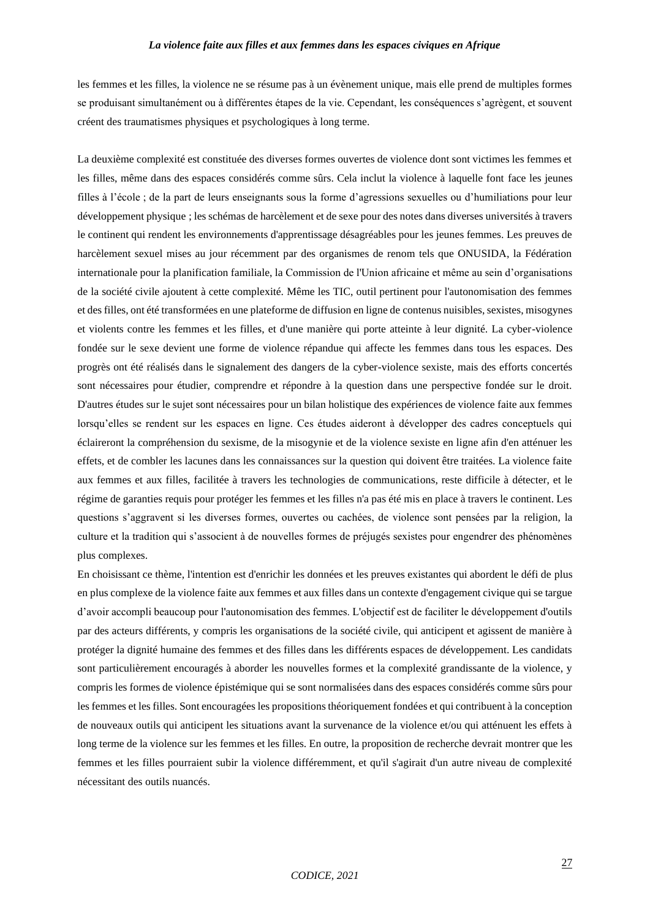les femmes et les filles, la violence ne se résume pas à un évènement unique, mais elle prend de multiples formes se produisant simultanément ou à différentes étapes de la vie. Cependant, les conséquences s'agrègent, et souvent créent des traumatismes physiques et psychologiques à long terme.

La deuxième complexité est constituée des diverses formes ouvertes de violence dont sont victimes les femmes et les filles, même dans des espaces considérés comme sûrs. Cela inclut la violence à laquelle font face les jeunes filles à l'école ; de la part de leurs enseignants sous la forme d'agressions sexuelles ou d'humiliations pour leur développement physique ; les schémas de harcèlement et de sexe pour des notes dans diverses universités à travers le continent qui rendent les environnements d'apprentissage désagréables pour les jeunes femmes. Les preuves de harcèlement sexuel mises au jour récemment par des organismes de renom tels que ONUSIDA, la Fédération internationale pour la planification familiale, la Commission de l'Union africaine et même au sein d'organisations de la société civile ajoutent à cette complexité. Même les TIC, outil pertinent pour l'autonomisation des femmes et des filles, ont été transformées en une plateforme de diffusion en ligne de contenus nuisibles, sexistes, misogynes et violents contre les femmes et les filles, et d'une manière qui porte atteinte à leur dignité. La cyber-violence fondée sur le sexe devient une forme de violence répandue qui affecte les femmes dans tous les espaces. Des progrès ont été réalisés dans le signalement des dangers de la cyber-violence sexiste, mais des efforts concertés sont nécessaires pour étudier, comprendre et répondre à la question dans une perspective fondée sur le droit. D'autres études sur le sujet sont nécessaires pour un bilan holistique des expériences de violence faite aux femmes lorsqu'elles se rendent sur les espaces en ligne. Ces études aideront à développer des cadres conceptuels qui éclaireront la compréhension du sexisme, de la misogynie et de la violence sexiste en ligne afin d'en atténuer les effets, et de combler les lacunes dans les connaissances sur la question qui doivent être traitées. La violence faite aux femmes et aux filles, facilitée à travers les technologies de communications, reste difficile à détecter, et le régime de garanties requis pour protéger les femmes et les filles n'a pas été mis en place à travers le continent. Les questions s'aggravent si les diverses formes, ouvertes ou cachées, de violence sont pensées par la religion, la culture et la tradition qui s'associent à de nouvelles formes de préjugés sexistes pour engendrer des phénomènes plus complexes.

En choisissant ce thème, l'intention est d'enrichir les données et les preuves existantes qui abordent le défi de plus en plus complexe de la violence faite aux femmes et aux filles dans un contexte d'engagement civique qui se targue d'avoir accompli beaucoup pour l'autonomisation des femmes. L'objectif est de faciliter le développement d'outils par des acteurs différents, y compris les organisations de la société civile, qui anticipent et agissent de manière à protéger la dignité humaine des femmes et des filles dans les différents espaces de développement. Les candidats sont particulièrement encouragés à aborder les nouvelles formes et la complexité grandissante de la violence, y compris les formes de violence épistémique qui se sont normalisées dans des espaces considérés comme sûrs pour les femmes et les filles. Sont encouragées les propositions théoriquement fondées et qui contribuent à la conception de nouveaux outils qui anticipent les situations avant la survenance de la violence et/ou qui atténuent les effets à long terme de la violence sur les femmes et les filles. En outre, la proposition de recherche devrait montrer que les femmes et les filles pourraient subir la violence différemment, et qu'il s'agirait d'un autre niveau de complexité nécessitant des outils nuancés.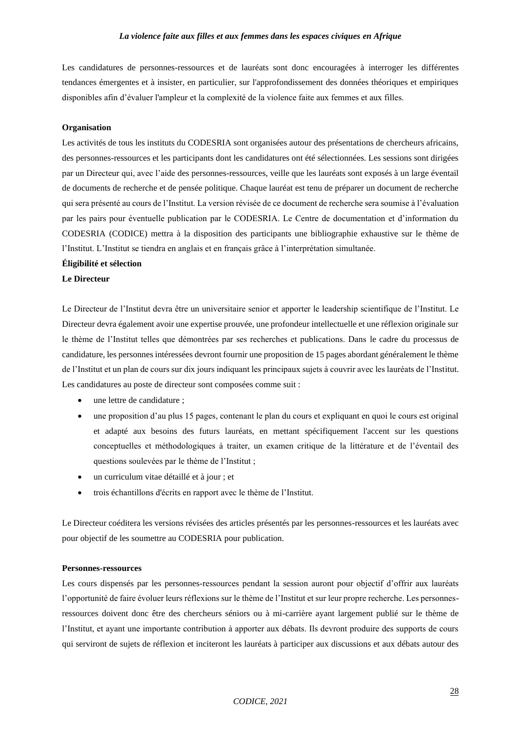Les candidatures de personnes-ressources et de lauréats sont donc encouragées à interroger les différentes tendances émergentes et à insister, en particulier, sur l'approfondissement des données théoriques et empiriques disponibles afin d'évaluer l'ampleur et la complexité de la violence faite aux femmes et aux filles.

**Organisation**

Les activités de tous les instituts du CODESRIA sont organisées autour des présentations de chercheurs africains, des personnes-ressources et les participants dont les candidatures ont été sélectionnées. Les sessions sont dirigées par un Directeur qui, avec l'aide des personnes-ressources, veille que les lauréats sont exposés à un large éventail de documents de recherche et de pensée politique. Chaque lauréat est tenu de préparer un document de recherche qui sera présenté au cours de l'Institut. La version révisée de ce document de recherche sera soumise à l'évaluation par les pairs pour éventuelle publication par le CODESRIA. Le Centre de documentation et d'information du CODESRIA (CODICE) mettra à la disposition des participants une bibliographie exhaustive sur le thème de l'Institut. L'Institut se tiendra en anglais et en français grâce à l'interprétation simultanée.

**Éligibilité et sélection**

**Le Directeur**

Le Directeur de l'Institut devra être un universitaire senior et apporter le leadership scientifique de l'Institut. Le Directeur devra également avoir une expertise prouvée, une profondeur intellectuelle et une réflexion originale sur le thème de l'Institut telles que démontrées par ses recherches et publications. Dans le cadre du processus de candidature, les personnes intéressées devront fournir une proposition de 15 pages abordant généralement le thème de l'Institut et un plan de cours sur dix jours indiquant les principaux sujets à couvrir avec les lauréats de l'Institut. Les candidatures au poste de directeur sont composées comme suit :

- une lettre de candidature ;
- une proposition d'au plus 15 pages, contenant le plan du cours et expliquant en quoi le cours est original et adapté aux besoins des futurs lauréats, en mettant spécifiquement l'accent sur les questions conceptuelles et méthodologiques à traiter, un examen critique de la littérature et de l'éventail des questions soulevées par le thème de l'Institut ;
- un curriculum vitae détaillé et à jour ; et
- trois échantillons d'écrits en rapport avec le thème de l'Institut.

Le Directeur coéditera les versions révisées des articles présentés par les personnes-ressources et les lauréats avec pour objectif de les soumettre au CODESRIA pour publication.

**Personnes-ressources**

Les cours dispensés par les personnes-ressources pendant la session auront pour objectif d'offrir aux lauréats l'opportunité de faire évoluer leurs réflexions sur le thème de l'Institut et sur leur propre recherche. Les personnes-ressources doivent donc être des chercheurs séniors ou à mi-carrière ayant largement publié sur le thème de l'Institut, et ayant une importante contribution à apporter aux débats. Ils devront produire des supports de cours qui serviront de sujets de réflexion et inciteront les lauréats à participer aux discussions et aux débats autour des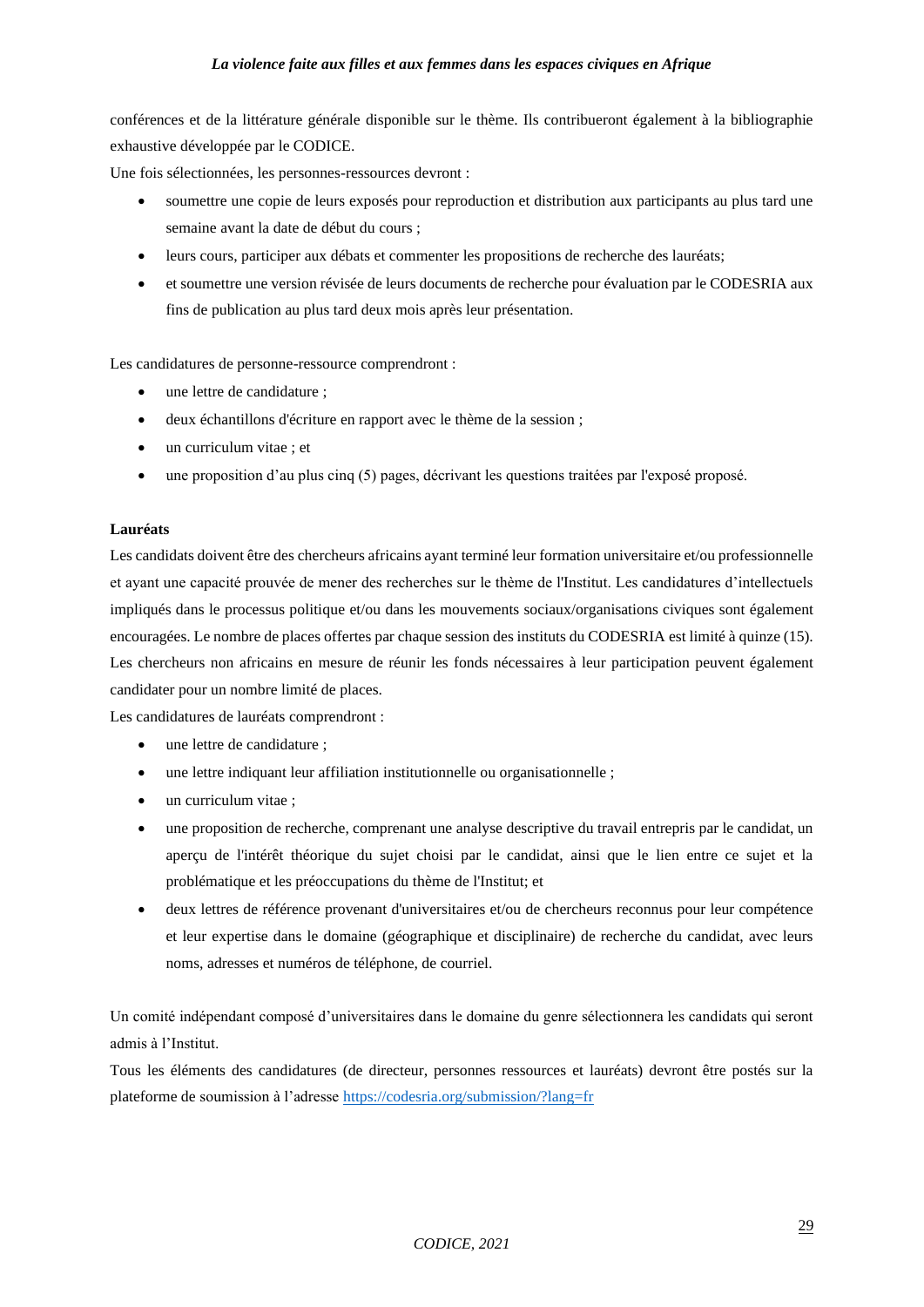conférences et de la littérature générale disponible sur le thème. Ils contribueront également à la bibliographie exhaustive développée par le CODICE.

Une fois sélectionnées, les personnes-ressources devront :

- soumettre une copie de leurs exposés pour reproduction et distribution aux participants au plus tard une semaine avant la date de début du cours ;
- leurs cours, participer aux débats et commenter les propositions de recherche des lauréats;
- et soumettre une version révisée de leurs documents de recherche pour évaluation par le CODESRIA aux fins de publication au plus tard deux mois après leur présentation.

Les candidatures de personne-ressource comprendront :

- une lettre de candidature ;
- deux échantillons d'écriture en rapport avec le thème de la session ;
- un curriculum vitae ; et
- une proposition d'au plus cinq (5) pages, décrivant les questions traitées par l'exposé proposé.

**Lauréats**

Les candidats doivent être des chercheurs africains ayant terminé leur formation universitaire et/ou professionnelle et ayant une capacité prouvée de mener des recherches sur le thème de l'Institut. Les candidatures d'intellectuels impliqués dans le processus politique et/ou dans les mouvements sociaux/organisations civiques sont également encouragées. Le nombre de places offertes par chaque session des instituts du CODESRIA est limité à quinze (15). Les chercheurs non africains en mesure de réunir les fonds nécessaires à leur participation peuvent également candidater pour un nombre limité de places.

Les candidatures de lauréats comprendront :

- une lettre de candidature ;
- une lettre indiquant leur affiliation institutionnelle ou organisationnelle ;
- un curriculum vitae ;
- une proposition de recherche, comprenant une analyse descriptive du travail entrepris par le candidat, un aperçu de l'intérêt théorique du sujet choisi par le candidat, ainsi que le lien entre ce sujet et la problématique et les préoccupations du thème de l'Institut; et
- deux lettres de référence provenant d'universitaires et/ou de chercheurs reconnus pour leur compétence et leur expertise dans le domaine (géographique et disciplinaire) de recherche du candidat, avec leurs noms, adresses et numéros de téléphone, de courriel.

Un comité indépendant composé d'universitaires dans le domaine du genre sélectionnera les candidats qui seront admis à l'Institut.

Tous les éléments des candidatures (de directeur, personnes ressources et lauréats) devront être postés sur la plateforme de soumission à l'adresse https://codesria.org/submission/?lang=fr